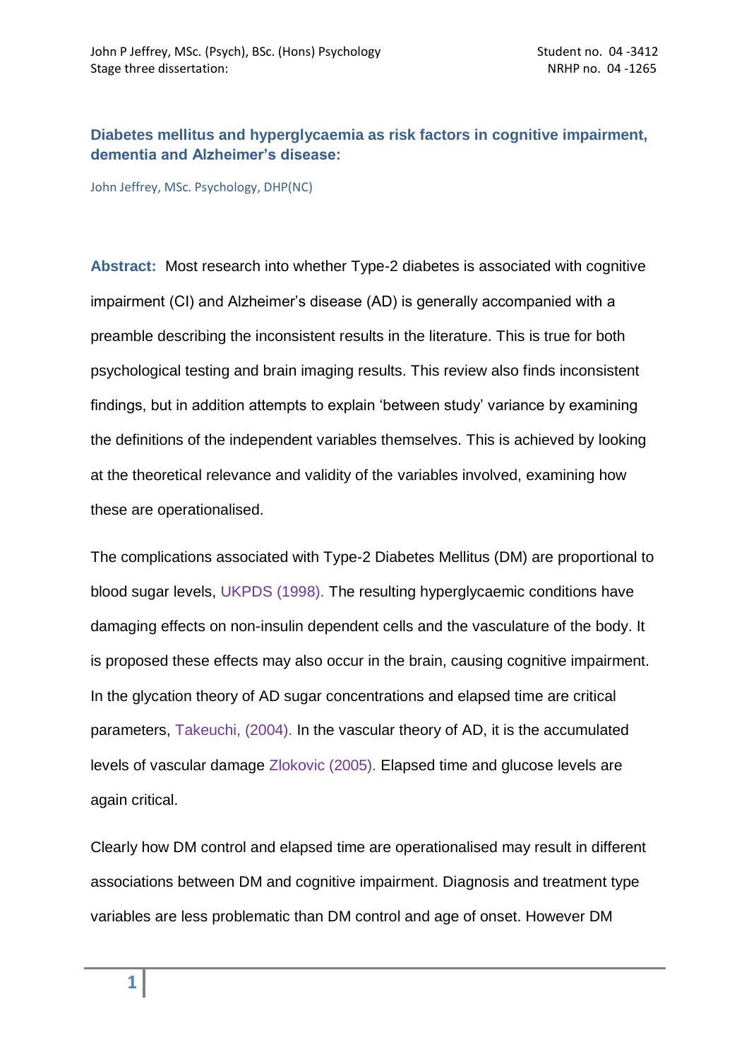John P Jeffrey, MSc. (Psych), BSc. (Hons) Psychology — Student no. 04 -3412
Stage three dissertation: — NRHP no. 04 -1265

## Diabetes mellitus and hyperglycaemia as risk factors in cognitive impairment, dementia and Alzheimer's disease:

John Jeffrey, MSc. Psychology, DHP(NC)

**Abstract:** Most research into whether Type-2 diabetes is associated with cognitive impairment (CI) and Alzheimer's disease (AD) is generally accompanied with a preamble describing the inconsistent results in the literature. This is true for both psychological testing and brain imaging results. This review also finds inconsistent findings, but in addition attempts to explain 'between study' variance by examining the definitions of the independent variables themselves. This is achieved by looking at the theoretical relevance and validity of the variables involved, examining how these are operationalised.

The complications associated with Type-2 Diabetes Mellitus (DM) are proportional to blood sugar levels, UKPDS (1998). The resulting hyperglycaemic conditions have damaging effects on non-insulin dependent cells and the vasculature of the body. It is proposed these effects may also occur in the brain, causing cognitive impairment. In the glycation theory of AD sugar concentrations and elapsed time are critical parameters, Takeuchi, (2004). In the vascular theory of AD, it is the accumulated levels of vascular damage Zlokovic (2005). Elapsed time and glucose levels are again critical.

Clearly how DM control and elapsed time are operationalised may result in different associations between DM and cognitive impairment. Diagnosis and treatment type variables are less problematic than DM control and age of onset. However DM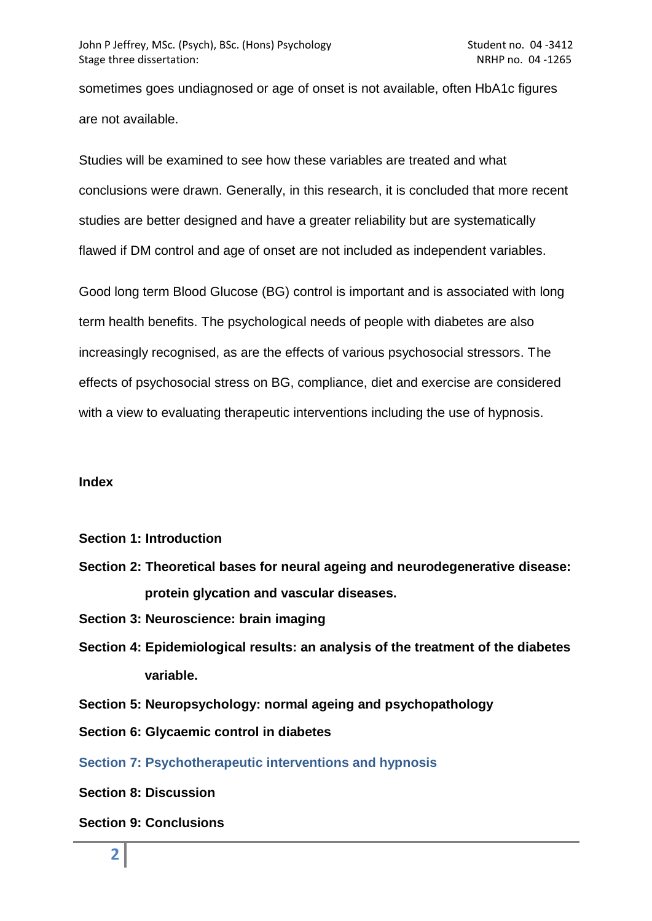sometimes goes undiagnosed or age of onset is not available, often HbA1c figures are not available.

Studies will be examined to see how these variables are treated and what conclusions were drawn. Generally, in this research, it is concluded that more recent studies are better designed and have a greater reliability but are systematically flawed if DM control and age of onset are not included as independent variables.

Good long term Blood Glucose (BG) control is important and is associated with long term health benefits. The psychological needs of people with diabetes are also increasingly recognised, as are the effects of various psychosocial stressors. The effects of psychosocial stress on BG, compliance, diet and exercise are considered with a view to evaluating therapeutic interventions including the use of hypnosis.

**Index**

**Section 1: Introduction**

**Section 2: Theoretical bases for neural ageing and neurodegenerative disease: protein glycation and vascular diseases.**

**Section 3: Neuroscience: brain imaging**

**Section 4: Epidemiological results: an analysis of the treatment of the diabetes variable.**

**Section 5: Neuropsychology: normal ageing and psychopathology**

**Section 6: Glycaemic control in diabetes**

**Section 7: Psychotherapeutic interventions and hypnosis**

**Section 8: Discussion**

**Section 9: Conclusions**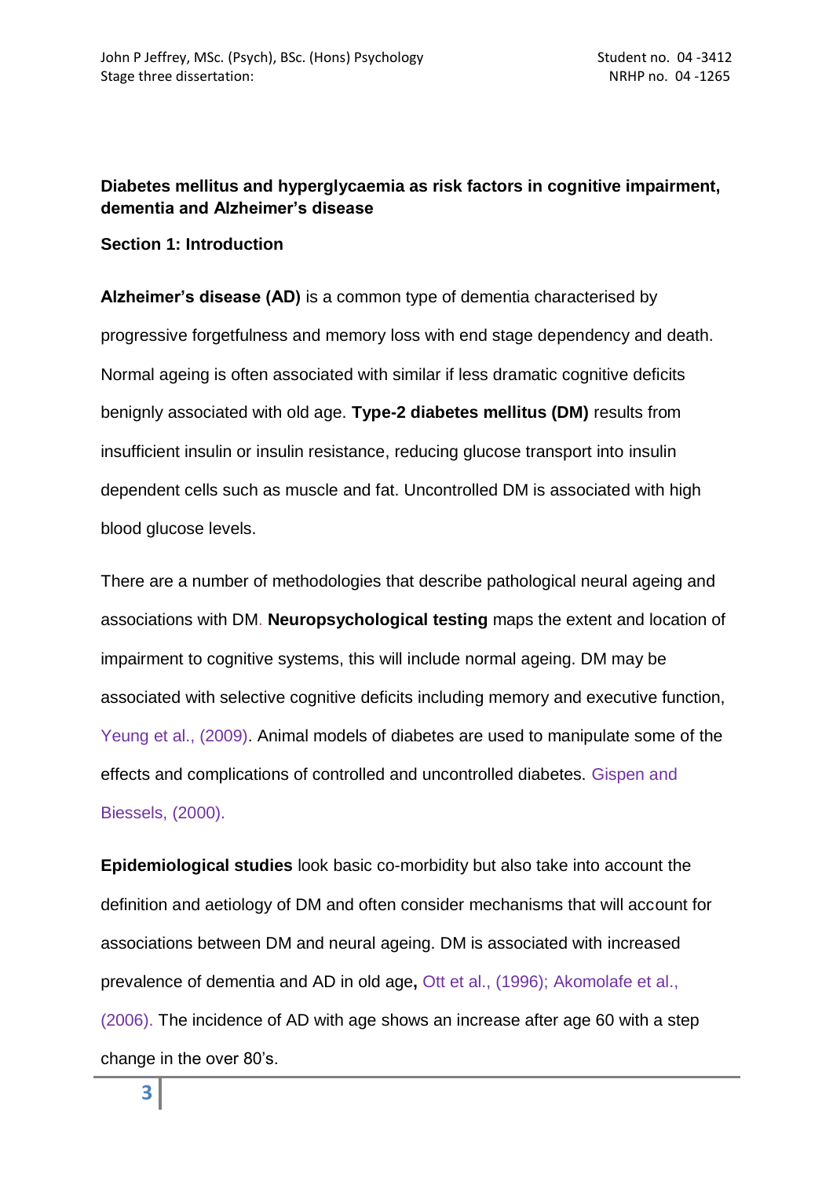**Diabetes mellitus and hyperglycaemia as risk factors in cognitive impairment, dementia and Alzheimer's disease**

**Section 1: Introduction**

**Alzheimer's disease (AD)** is a common type of dementia characterised by progressive forgetfulness and memory loss with end stage dependency and death. Normal ageing is often associated with similar if less dramatic cognitive deficits benignly associated with old age. **Type-2 diabetes mellitus (DM)** results from insufficient insulin or insulin resistance, reducing glucose transport into insulin dependent cells such as muscle and fat. Uncontrolled DM is associated with high blood glucose levels.

There are a number of methodologies that describe pathological neural ageing and associations with DM. **Neuropsychological testing** maps the extent and location of impairment to cognitive systems, this will include normal ageing. DM may be associated with selective cognitive deficits including memory and executive function, Yeung et al., (2009). Animal models of diabetes are used to manipulate some of the effects and complications of controlled and uncontrolled diabetes. Gispen and Biessels, (2000).

**Epidemiological studies** look basic co-morbidity but also take into account the definition and aetiology of DM and often consider mechanisms that will account for associations between DM and neural ageing. DM is associated with increased prevalence of dementia and AD in old age**,** Ott et al., (1996); Akomolafe et al., (2006). The incidence of AD with age shows an increase after age 60 with a step change in the over 80's.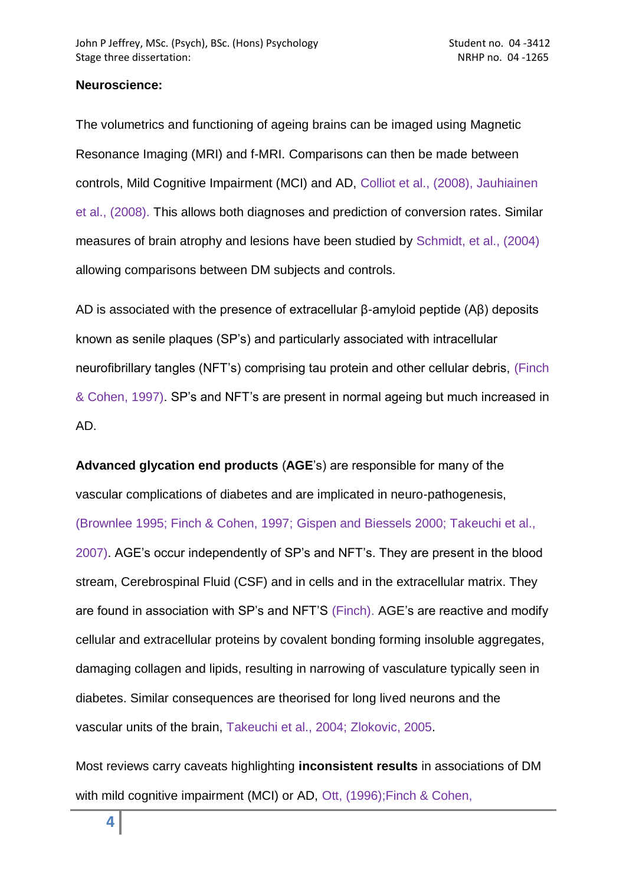**Neuroscience:**

The volumetrics and functioning of ageing brains can be imaged using Magnetic Resonance Imaging (MRI) and f-MRI. Comparisons can then be made between controls, Mild Cognitive Impairment (MCI) and AD, Colliot et al., (2008), Jauhiainen et al., (2008). This allows both diagnoses and prediction of conversion rates. Similar measures of brain atrophy and lesions have been studied by Schmidt, et al., (2004) allowing comparisons between DM subjects and controls.

AD is associated with the presence of extracellular β-amyloid peptide (Aβ) deposits known as senile plaques (SP's) and particularly associated with intracellular neurofibrillary tangles (NFT's) comprising tau protein and other cellular debris, (Finch & Cohen, 1997). SP's and NFT's are present in normal ageing but much increased in AD.

**Advanced glycation end products** (**AGE**'s) are responsible for many of the vascular complications of diabetes and are implicated in neuro-pathogenesis, (Brownlee 1995; Finch & Cohen, 1997; Gispen and Biessels 2000; Takeuchi et al., 2007). AGE's occur independently of SP's and NFT's. They are present in the blood stream, Cerebrospinal Fluid (CSF) and in cells and in the extracellular matrix. They are found in association with SP's and NFT'S (Finch). AGE's are reactive and modify cellular and extracellular proteins by covalent bonding forming insoluble aggregates, damaging collagen and lipids, resulting in narrowing of vasculature typically seen in diabetes. Similar consequences are theorised for long lived neurons and the vascular units of the brain, Takeuchi et al., 2004; Zlokovic, 2005.

Most reviews carry caveats highlighting **inconsistent results** in associations of DM with mild cognitive impairment (MCI) or AD, Ott, (1996);Finch & Cohen,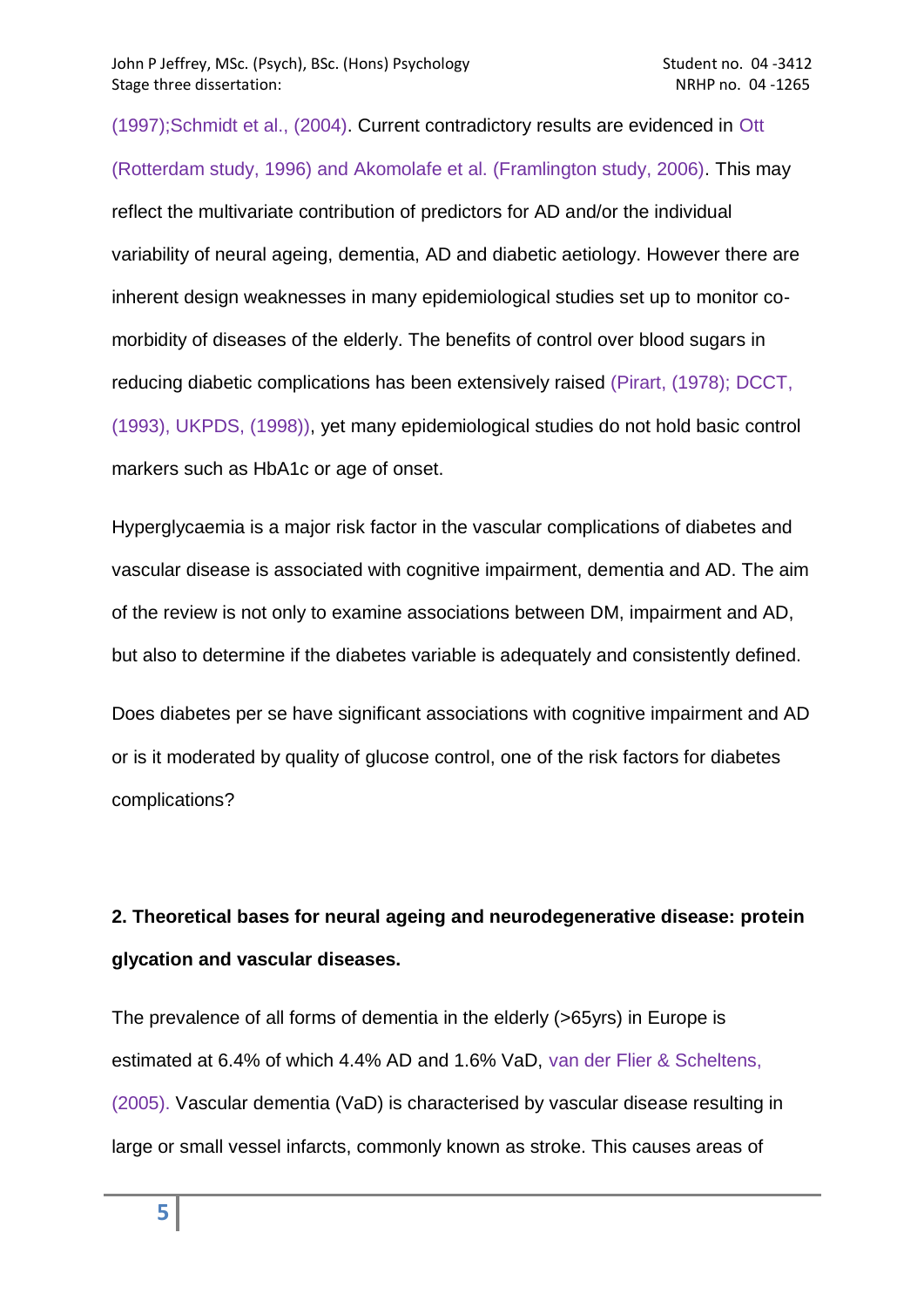(1997);Schmidt et al., (2004). Current contradictory results are evidenced in Ott (Rotterdam study, 1996) and Akomolafe et al. (Framlington study, 2006). This may reflect the multivariate contribution of predictors for AD and/or the individual variability of neural ageing, dementia, AD and diabetic aetiology. However there are inherent design weaknesses in many epidemiological studies set up to monitor co-morbidity of diseases of the elderly. The benefits of control over blood sugars in reducing diabetic complications has been extensively raised (Pirart, (1978); DCCT, (1993), UKPDS, (1998)), yet many epidemiological studies do not hold basic control markers such as HbA1c or age of onset.

Hyperglycaemia is a major risk factor in the vascular complications of diabetes and vascular disease is associated with cognitive impairment, dementia and AD. The aim of the review is not only to examine associations between DM, impairment and AD, but also to determine if the diabetes variable is adequately and consistently defined.

Does diabetes per se have significant associations with cognitive impairment and AD or is it moderated by quality of glucose control, one of the risk factors for diabetes complications?

## 2. Theoretical bases for neural ageing and neurodegenerative disease: protein glycation and vascular diseases.

The prevalence of all forms of dementia in the elderly (>65yrs) in Europe is estimated at 6.4% of which 4.4% AD and 1.6% VaD, van der Flier & Scheltens, (2005). Vascular dementia (VaD) is characterised by vascular disease resulting in large or small vessel infarcts, commonly known as stroke. This causes areas of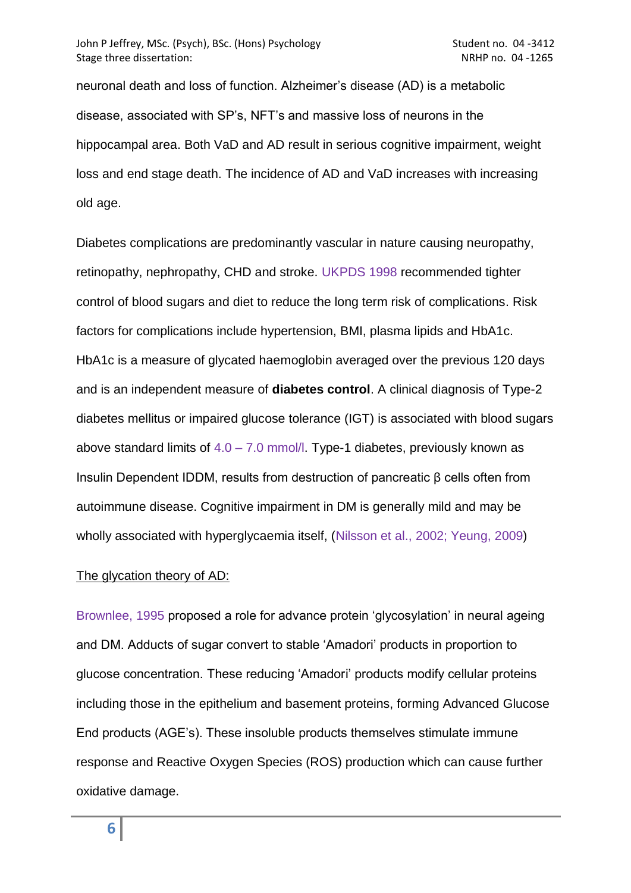neuronal death and loss of function. Alzheimer's disease (AD) is a metabolic disease, associated with SP's, NFT's and massive loss of neurons in the hippocampal area. Both VaD and AD result in serious cognitive impairment, weight loss and end stage death. The incidence of AD and VaD increases with increasing old age.

Diabetes complications are predominantly vascular in nature causing neuropathy, retinopathy, nephropathy, CHD and stroke. UKPDS 1998 recommended tighter control of blood sugars and diet to reduce the long term risk of complications. Risk factors for complications include hypertension, BMI, plasma lipids and HbA1c. HbA1c is a measure of glycated haemoglobin averaged over the previous 120 days and is an independent measure of **diabetes control**. A clinical diagnosis of Type-2 diabetes mellitus or impaired glucose tolerance (IGT) is associated with blood sugars above standard limits of 4.0 – 7.0 mmol/l. Type-1 diabetes, previously known as Insulin Dependent IDDM, results from destruction of pancreatic β cells often from autoimmune disease. Cognitive impairment in DM is generally mild and may be wholly associated with hyperglycaemia itself, (Nilsson et al., 2002; Yeung, 2009)

<u>The glycation theory of AD:</u>

Brownlee, 1995 proposed a role for advance protein 'glycosylation' in neural ageing and DM. Adducts of sugar convert to stable 'Amadori' products in proportion to glucose concentration. These reducing 'Amadori' products modify cellular proteins including those in the epithelium and basement proteins, forming Advanced Glucose End products (AGE's). These insoluble products themselves stimulate immune response and Reactive Oxygen Species (ROS) production which can cause further oxidative damage.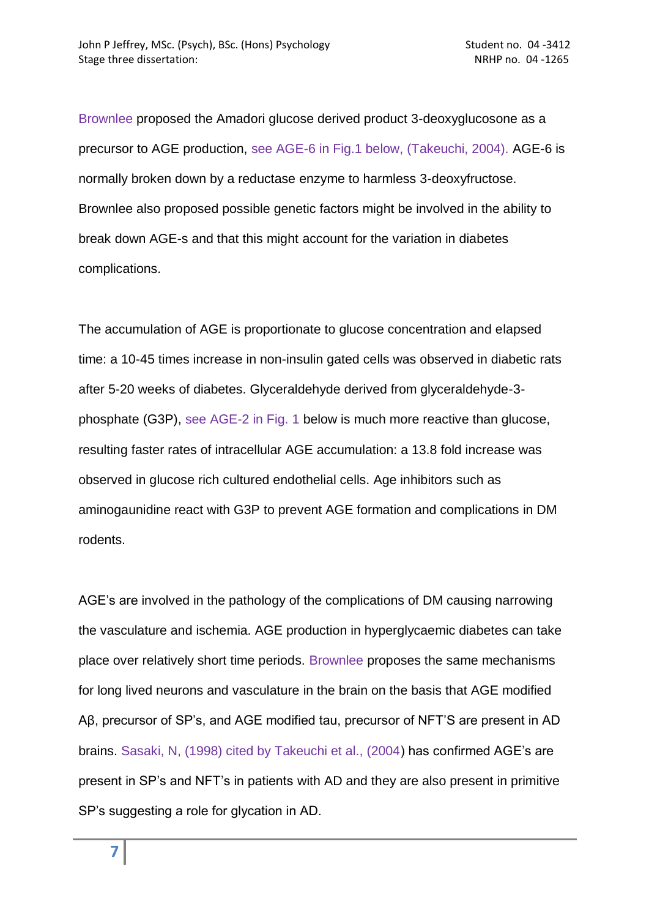Brownlee proposed the Amadori glucose derived product 3-deoxyglucosone as a precursor to AGE production, see AGE-6 in Fig.1 below, (Takeuchi, 2004). AGE-6 is normally broken down by a reductase enzyme to harmless 3-deoxyfructose. Brownlee also proposed possible genetic factors might be involved in the ability to break down AGE-s and that this might account for the variation in diabetes complications.

The accumulation of AGE is proportionate to glucose concentration and elapsed time: a 10-45 times increase in non-insulin gated cells was observed in diabetic rats after 5-20 weeks of diabetes. Glyceraldehyde derived from glyceraldehyde-3-phosphate (G3P), see AGE-2 in Fig. 1 below is much more reactive than glucose, resulting faster rates of intracellular AGE accumulation: a 13.8 fold increase was observed in glucose rich cultured endothelial cells. Age inhibitors such as aminogaunidine react with G3P to prevent AGE formation and complications in DM rodents.

AGE's are involved in the pathology of the complications of DM causing narrowing the vasculature and ischemia. AGE production in hyperglycaemic diabetes can take place over relatively short time periods. Brownlee proposes the same mechanisms for long lived neurons and vasculature in the brain on the basis that AGE modified Aβ, precursor of SP's, and AGE modified tau, precursor of NFT'S are present in AD brains. Sasaki, N, (1998) cited by Takeuchi et al., (2004) has confirmed AGE's are present in SP's and NFT's in patients with AD and they are also present in primitive SP's suggesting a role for glycation in AD.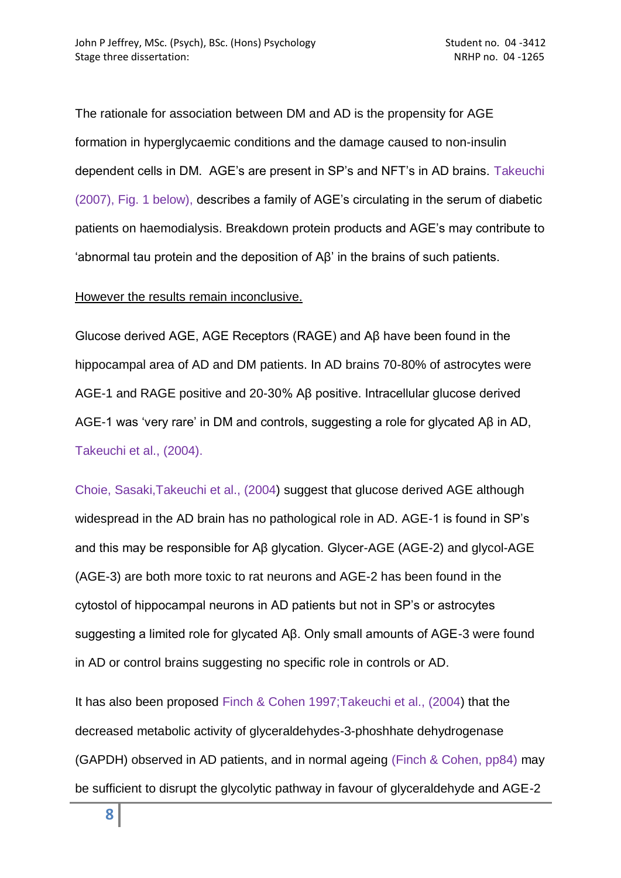The rationale for association between DM and AD is the propensity for AGE formation in hyperglycaemic conditions and the damage caused to non-insulin dependent cells in DM.  AGE's are present in SP's and NFT's in AD brains. Takeuchi (2007), Fig. 1 below), describes a family of AGE's circulating in the serum of diabetic patients on haemodialysis. Breakdown protein products and AGE's may contribute to 'abnormal tau protein and the deposition of Aβ' in the brains of such patients.

<u>However the results remain inconclusive.</u>

Glucose derived AGE, AGE Receptors (RAGE) and Aβ have been found in the hippocampal area of AD and DM patients. In AD brains 70-80% of astrocytes were AGE-1 and RAGE positive and 20-30% Aβ positive. Intracellular glucose derived AGE-1 was 'very rare' in DM and controls, suggesting a role for glycated Aβ in AD, Takeuchi et al., (2004).

Choie, Sasaki,Takeuchi et al., (2004) suggest that glucose derived AGE although widespread in the AD brain has no pathological role in AD. AGE-1 is found in SP's and this may be responsible for Aβ glycation. Glycer-AGE (AGE-2) and glycol-AGE (AGE-3) are both more toxic to rat neurons and AGE-2 has been found in the cytostol of hippocampal neurons in AD patients but not in SP's or astrocytes suggesting a limited role for glycated Aβ. Only small amounts of AGE-3 were found in AD or control brains suggesting no specific role in controls or AD.

It has also been proposed Finch & Cohen 1997;Takeuchi et al., (2004) that the decreased metabolic activity of glyceraldehydes-3-phoshhate dehydrogenase (GAPDH) observed in AD patients, and in normal ageing (Finch & Cohen, pp84) may be sufficient to disrupt the glycolytic pathway in favour of glyceraldehyde and AGE-2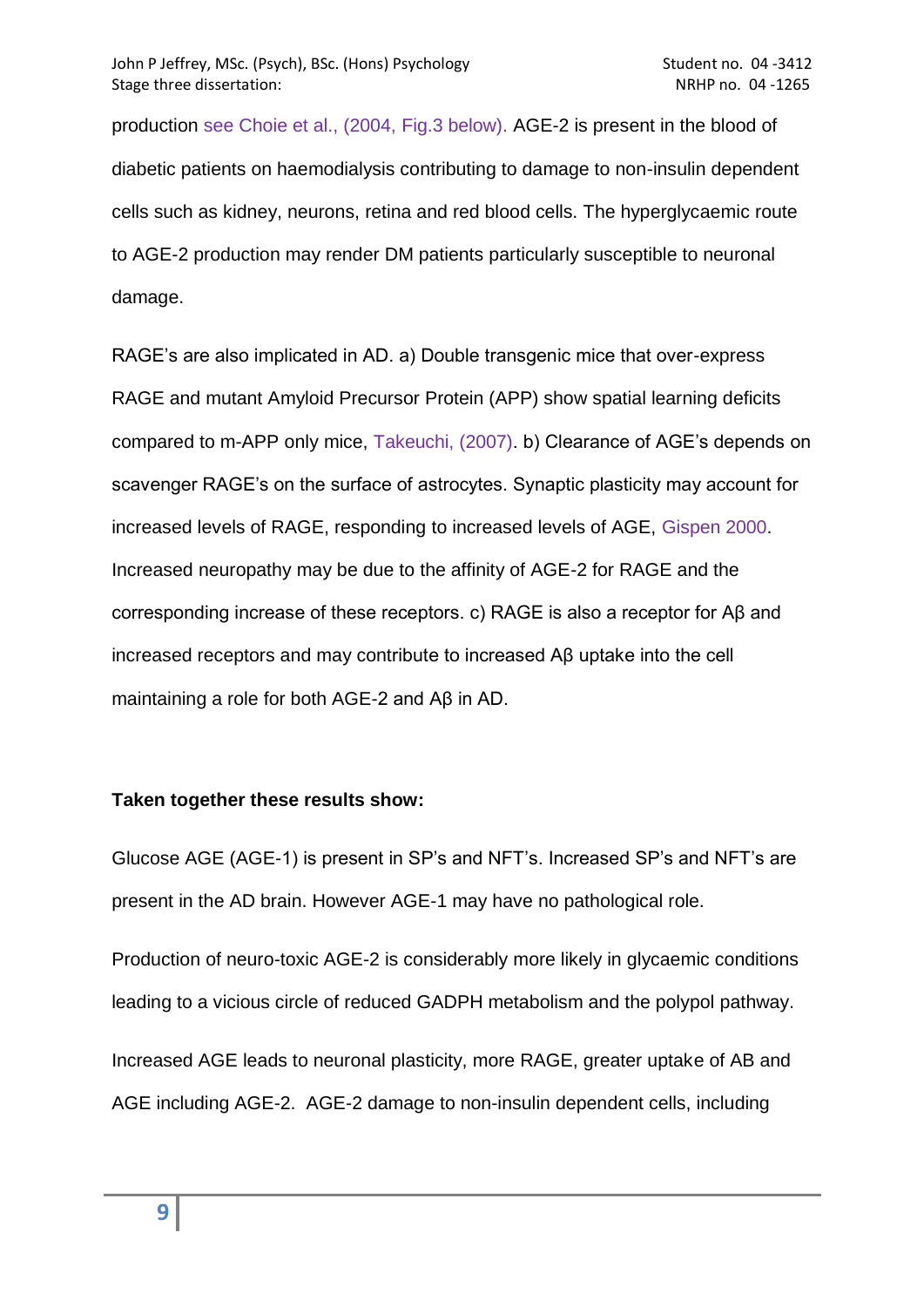production see Choie et al., (2004, Fig.3 below). AGE-2 is present in the blood of diabetic patients on haemodialysis contributing to damage to non-insulin dependent cells such as kidney, neurons, retina and red blood cells. The hyperglycaemic route to AGE-2 production may render DM patients particularly susceptible to neuronal damage.

RAGE's are also implicated in AD. a) Double transgenic mice that over-express RAGE and mutant Amyloid Precursor Protein (APP) show spatial learning deficits compared to m-APP only mice, Takeuchi, (2007). b) Clearance of AGE's depends on scavenger RAGE's on the surface of astrocytes. Synaptic plasticity may account for increased levels of RAGE, responding to increased levels of AGE, Gispen 2000. Increased neuropathy may be due to the affinity of AGE-2 for RAGE and the corresponding increase of these receptors. c) RAGE is also a receptor for Aβ and increased receptors and may contribute to increased Aβ uptake into the cell maintaining a role for both AGE-2 and Aβ in AD.

**Taken together these results show:**

Glucose AGE (AGE-1) is present in SP's and NFT's. Increased SP's and NFT's are present in the AD brain. However AGE-1 may have no pathological role.

Production of neuro-toxic AGE-2 is considerably more likely in glycaemic conditions leading to a vicious circle of reduced GADPH metabolism and the polypol pathway.

Increased AGE leads to neuronal plasticity, more RAGE, greater uptake of AB and AGE including AGE-2. AGE-2 damage to non-insulin dependent cells, including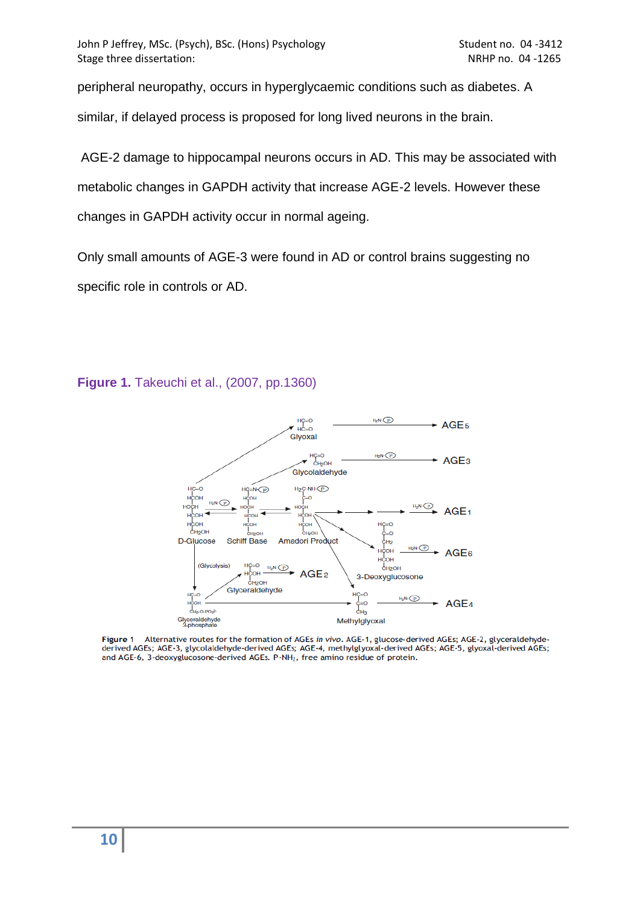peripheral neuropathy, occurs in hyperglycaemic conditions such as diabetes. A similar, if delayed process is proposed for long lived neurons in the brain.

AGE-2 damage to hippocampal neurons occurs in AD. This may be associated with metabolic changes in GAPDH activity that increase AGE-2 levels. However these changes in GAPDH activity occur in normal ageing.

Only small amounts of AGE-3 were found in AD or control brains suggesting no specific role in controls or AD.

**Figure 1.** Takeuchi et al., (2007, pp.1360)

**Figure 1** Alternative routes for the formation of AGEs *in vivo*. AGE-1, glucose-derived AGEs; AGE-2, glyceraldehyde-derived AGEs; AGE-3, glycolaldehyde-derived AGEs; AGE-4, methylglyoxal-derived AGEs; AGE-5, glyoxal-derived AGEs; and AGE-6, 3-deoxyglucosone-derived AGEs. P-$NH_2$, free amino residue of protein.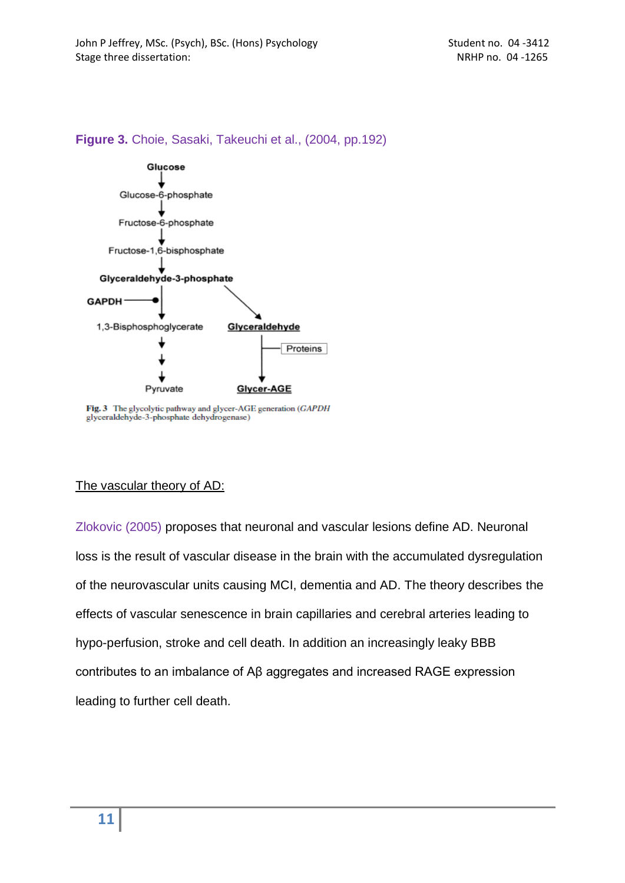**Figure 3.** Choie, Sasaki, Takeuchi et al., (2004, pp.192)

Glucose
↓
Glucose-6-phosphate
↓
Fructose-6-phosphate
↓
Fructose-1,6-bisphosphate
↓
Glyceraldehyde-3-phosphate

GAPDH —● ↓ 1,3-Bisphosphoglycerate ↓ ↓ ↓ Pyruvate

Glyceraldehyde-3-phosphate → Glyceraldehyde —(Proteins)→ Glycer-AGE

**Fig. 3** The glycolytic pathway and glycer-AGE generation (*GAPDH* glyceraldehyde-3-phosphate dehydrogenase)

## The vascular theory of AD:

Zlokovic (2005) proposes that neuronal and vascular lesions define AD. Neuronal loss is the result of vascular disease in the brain with the accumulated dysregulation of the neurovascular units causing MCI, dementia and AD. The theory describes the effects of vascular senescence in brain capillaries and cerebral arteries leading to hypo-perfusion, stroke and cell death. In addition an increasingly leaky BBB contributes to an imbalance of Aβ aggregates and increased RAGE expression leading to further cell death.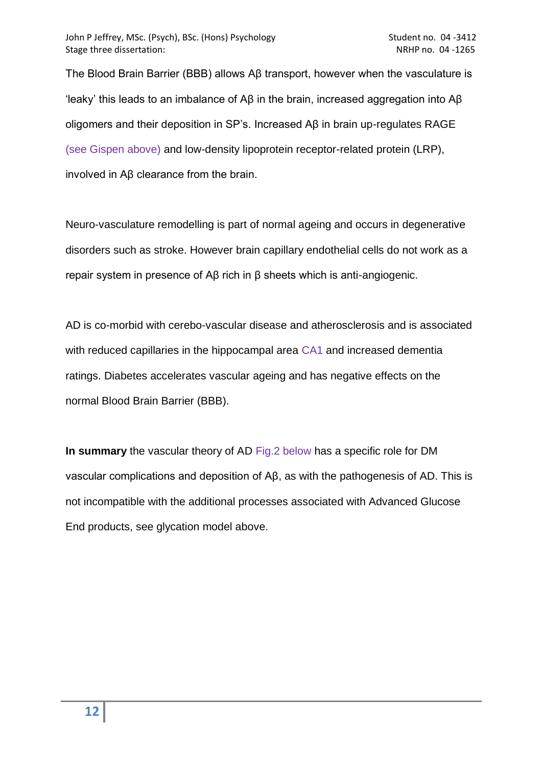The Blood Brain Barrier (BBB) allows Aβ transport, however when the vasculature is 'leaky' this leads to an imbalance of Aβ in the brain, increased aggregation into Aβ oligomers and their deposition in SP's. Increased Aβ in brain up-regulates RAGE (see Gispen above) and low-density lipoprotein receptor-related protein (LRP), involved in Aβ clearance from the brain.

Neuro-vasculature remodelling is part of normal ageing and occurs in degenerative disorders such as stroke. However brain capillary endothelial cells do not work as a repair system in presence of Aβ rich in β sheets which is anti-angiogenic.

AD is co-morbid with cerebo-vascular disease and atherosclerosis and is associated with reduced capillaries in the hippocampal area CA1 and increased dementia ratings. Diabetes accelerates vascular ageing and has negative effects on the normal Blood Brain Barrier (BBB).

**In summary** the vascular theory of AD Fig.2 below has a specific role for DM vascular complications and deposition of Aβ, as with the pathogenesis of AD. This is not incompatible with the additional processes associated with Advanced Glucose End products, see glycation model above.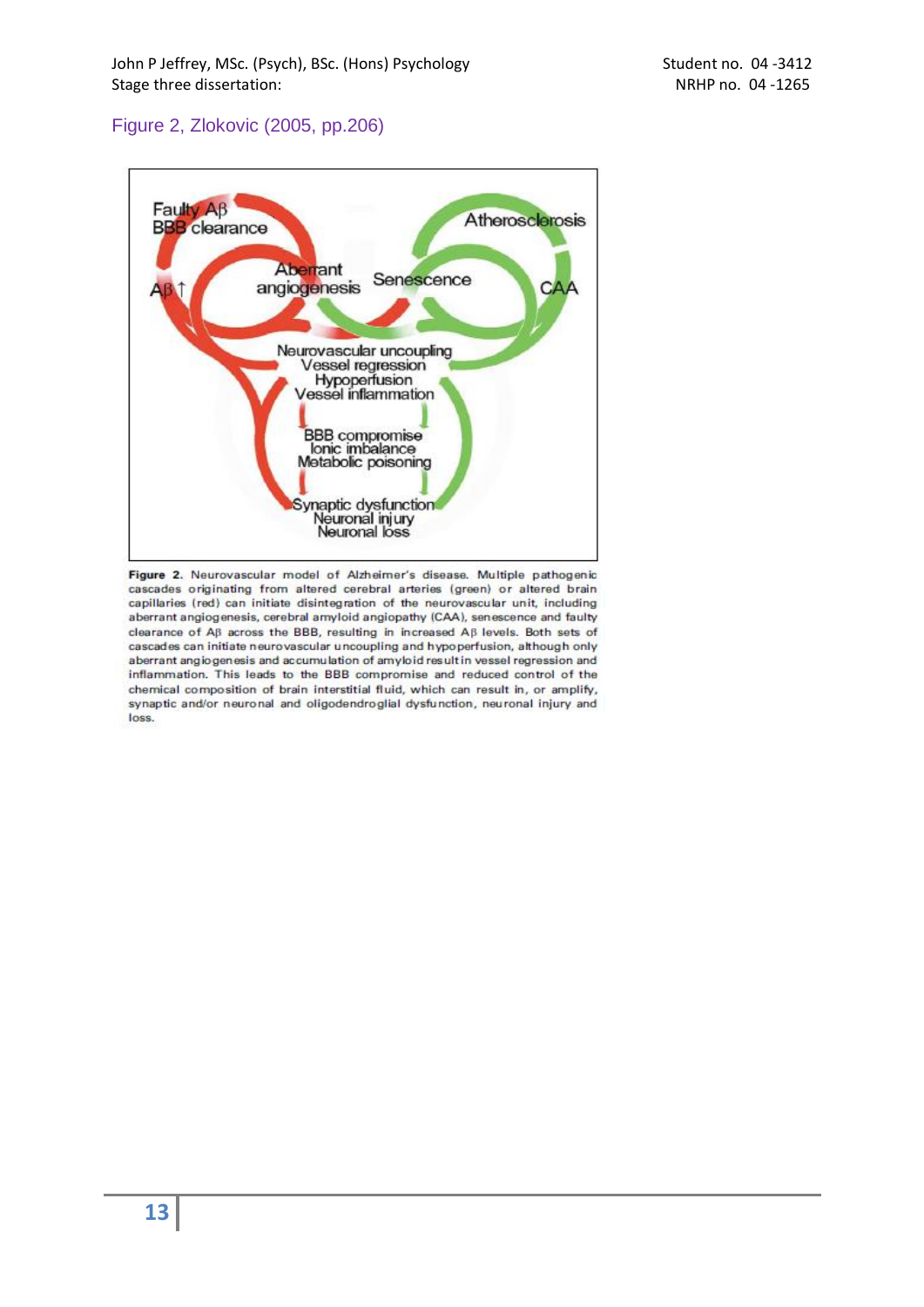Figure 2, Zlokovic (2005, pp.206)

**Figure 2.** Neurovascular model of Alzheimer's disease. Multiple pathogenic cascades originating from altered cerebral arteries (green) or altered brain capillaries (red) can initiate disintegration of the neurovascular unit, including aberrant angiogenesis, cerebral amyloid angiopathy (CAA), senescence and faulty clearance of Aβ across the BBB, resulting in increased Aβ levels. Both sets of cascades can initiate neurovascular uncoupling and hypoperfusion, although only aberrant angiogenesis and accumulation of amyloid result in vessel regression and inflammation. This leads to the BBB compromise and reduced control of the chemical composition of brain interstitial fluid, which can result in, or amplify, synaptic and/or neuronal and oligodendroglial dysfunction, neuronal injury and loss.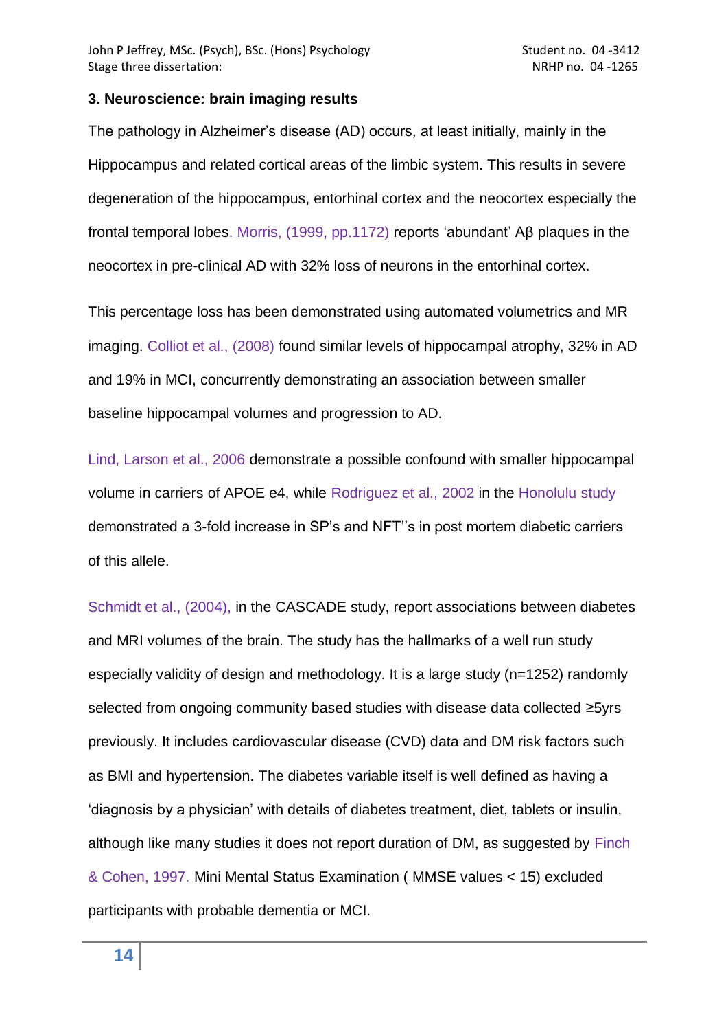### 3. Neuroscience: brain imaging results

The pathology in Alzheimer's disease (AD) occurs, at least initially, mainly in the Hippocampus and related cortical areas of the limbic system. This results in severe degeneration of the hippocampus, entorhinal cortex and the neocortex especially the frontal temporal lobes. Morris, (1999, pp.1172) reports 'abundant' Aβ plaques in the neocortex in pre-clinical AD with 32% loss of neurons in the entorhinal cortex.

This percentage loss has been demonstrated using automated volumetrics and MR imaging. Colliot et al., (2008) found similar levels of hippocampal atrophy, 32% in AD and 19% in MCI, concurrently demonstrating an association between smaller baseline hippocampal volumes and progression to AD.

Lind, Larson et al., 2006 demonstrate a possible confound with smaller hippocampal volume in carriers of APOE e4, while Rodriguez et al., 2002 in the Honolulu study demonstrated a 3-fold increase in SP's and NFT''s in post mortem diabetic carriers of this allele.

Schmidt et al., (2004), in the CASCADE study, report associations between diabetes and MRI volumes of the brain. The study has the hallmarks of a well run study especially validity of design and methodology. It is a large study (n=1252) randomly selected from ongoing community based studies with disease data collected ≥5yrs previously. It includes cardiovascular disease (CVD) data and DM risk factors such as BMI and hypertension. The diabetes variable itself is well defined as having a 'diagnosis by a physician' with details of diabetes treatment, diet, tablets or insulin, although like many studies it does not report duration of DM, as suggested by Finch & Cohen, 1997. Mini Mental Status Examination ( MMSE values < 15) excluded participants with probable dementia or MCI.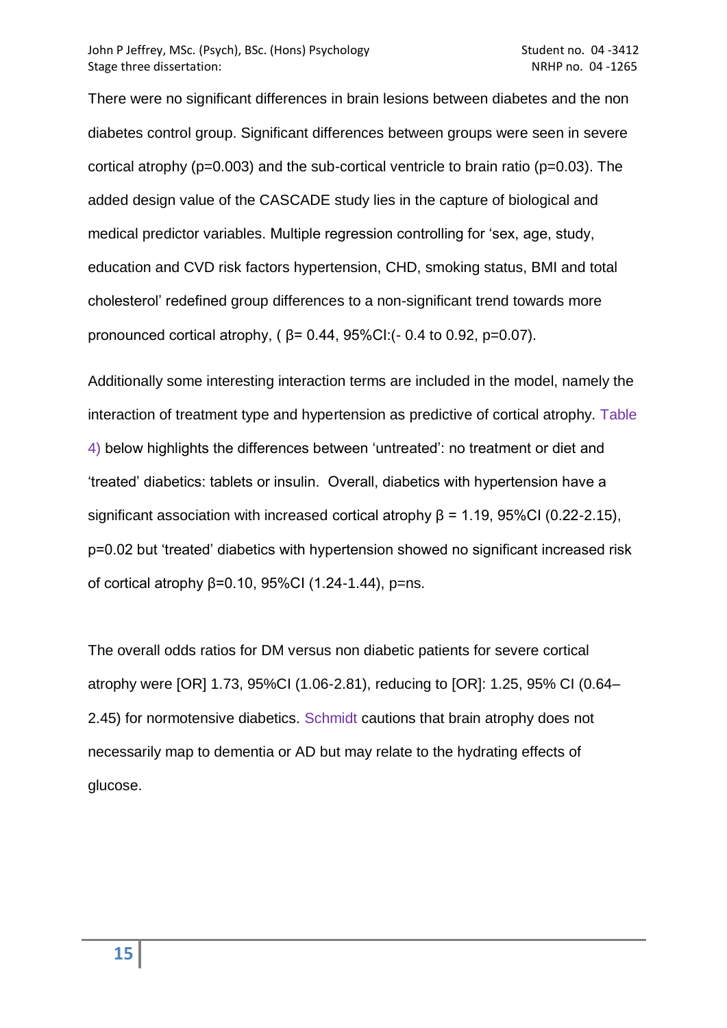There were no significant differences in brain lesions between diabetes and the non diabetes control group. Significant differences between groups were seen in severe cortical atrophy ($p=0.003$) and the sub-cortical ventricle to brain ratio ($p=0.03$). The added design value of the CASCADE study lies in the capture of biological and medical predictor variables. Multiple regression controlling for 'sex, age, study, education and CVD risk factors hypertension, CHD, smoking status, BMI and total cholesterol' redefined group differences to a non-significant trend towards more pronounced cortical atrophy, ( $\beta= 0.44$, 95%CI:(- 0.4 to 0.92, $p=0.07$).

Additionally some interesting interaction terms are included in the model, namely the interaction of treatment type and hypertension as predictive of cortical atrophy. Table 4) below highlights the differences between 'untreated': no treatment or diet and 'treated' diabetics: tablets or insulin. Overall, diabetics with hypertension have a significant association with increased cortical atrophy $\beta = 1.19$, 95%CI (0.22-2.15), $p=0.02$ but 'treated' diabetics with hypertension showed no significant increased risk of cortical atrophy $\beta=0.10$, 95%CI (1.24-1.44), p=ns.

The overall odds ratios for DM versus non diabetic patients for severe cortical atrophy were [OR] 1.73, 95%CI (1.06-2.81), reducing to [OR]: 1.25, 95% CI (0.64–2.45) for normotensive diabetics. Schmidt cautions that brain atrophy does not necessarily map to dementia or AD but may relate to the hydrating effects of glucose.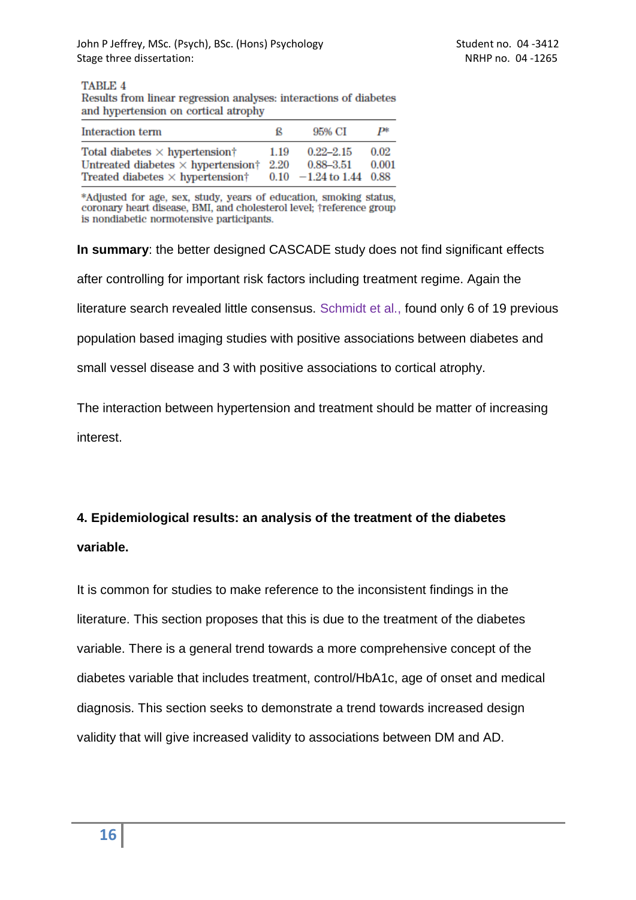TABLE 4
Results from linear regression analyses: interactions of diabetes and hypertension on cortical atrophy

| Interaction term | ß | 95% CI | P* |
| --- | --- | --- | --- |
| Total diabetes × hypertension† | 1.19 | 0.22–2.15 | 0.02 |
| Untreated diabetes × hypertension† | 2.20 | 0.88–3.51 | 0.001 |
| Treated diabetes × hypertension† | 0.10 | −1.24 to 1.44 | 0.88 |

*Adjusted for age, sex, study, years of education, smoking status, coronary heart disease, BMI, and cholesterol level; †reference group is nondiabetic normotensive participants.

**In summary**: the better designed CASCADE study does not find significant effects after controlling for important risk factors including treatment regime. Again the literature search revealed little consensus. Schmidt et al., found only 6 of 19 previous population based imaging studies with positive associations between diabetes and small vessel disease and 3 with positive associations to cortical atrophy.

The interaction between hypertension and treatment should be matter of increasing interest.

## 4. Epidemiological results: an analysis of the treatment of the diabetes variable.

It is common for studies to make reference to the inconsistent findings in the literature. This section proposes that this is due to the treatment of the diabetes variable. There is a general trend towards a more comprehensive concept of the diabetes variable that includes treatment, control/HbA1c, age of onset and medical diagnosis. This section seeks to demonstrate a trend towards increased design validity that will give increased validity to associations between DM and AD.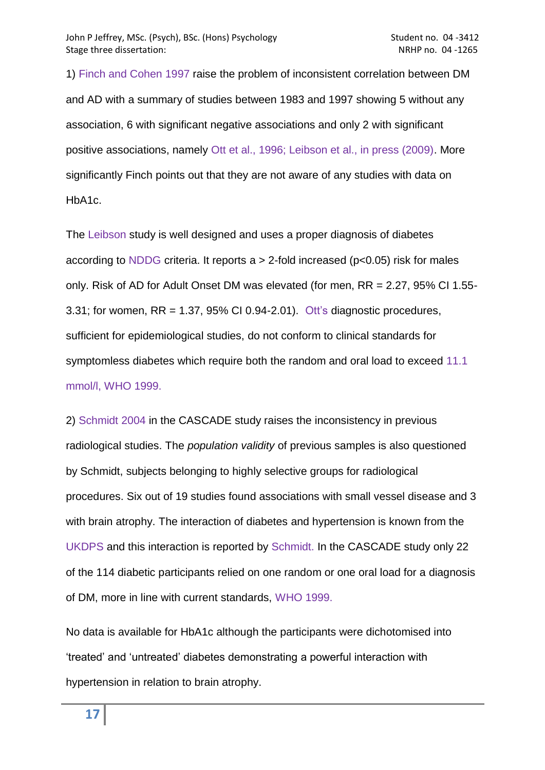1) Finch and Cohen 1997 raise the problem of inconsistent correlation between DM and AD with a summary of studies between 1983 and 1997 showing 5 without any association, 6 with significant negative associations and only 2 with significant positive associations, namely Ott et al., 1996; Leibson et al., in press (2009). More significantly Finch points out that they are not aware of any studies with data on HbA1c.

The Leibson study is well designed and uses a proper diagnosis of diabetes according to NDDG criteria. It reports a > 2-fold increased ($p<0.05$) risk for males only. Risk of AD for Adult Onset DM was elevated (for men, RR = 2.27, 95% CI 1.55-3.31; for women, RR = 1.37, 95% CI 0.94-2.01). Ott's diagnostic procedures, sufficient for epidemiological studies, do not conform to clinical standards for symptomless diabetes which require both the random and oral load to exceed 11.1 mmol/l, WHO 1999.

2) Schmidt 2004 in the CASCADE study raises the inconsistency in previous radiological studies. The *population validity* of previous samples is also questioned by Schmidt, subjects belonging to highly selective groups for radiological procedures. Six out of 19 studies found associations with small vessel disease and 3 with brain atrophy. The interaction of diabetes and hypertension is known from the UKDPS and this interaction is reported by Schmidt. In the CASCADE study only 22 of the 114 diabetic participants relied on one random or one oral load for a diagnosis of DM, more in line with current standards, WHO 1999.

No data is available for HbA1c although the participants were dichotomised into 'treated' and 'untreated' diabetes demonstrating a powerful interaction with hypertension in relation to brain atrophy.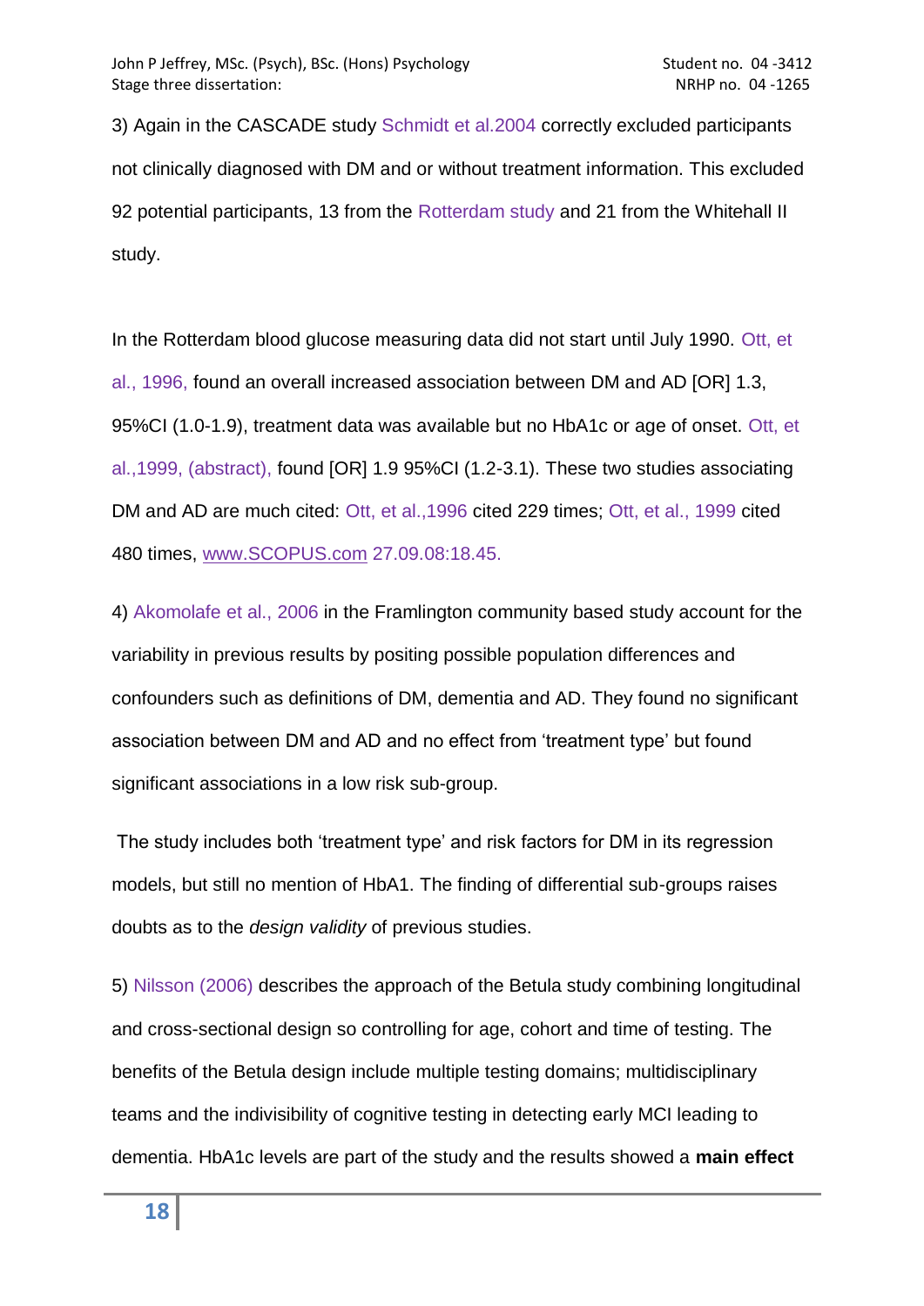3) Again in the CASCADE study Schmidt et al.2004 correctly excluded participants not clinically diagnosed with DM and or without treatment information. This excluded 92 potential participants, 13 from the Rotterdam study and 21 from the Whitehall II study.

In the Rotterdam blood glucose measuring data did not start until July 1990. Ott, et al., 1996, found an overall increased association between DM and AD [OR] 1.3, 95%CI (1.0-1.9), treatment data was available but no HbA1c or age of onset. Ott, et al.,1999, (abstract), found [OR] 1.9 95%CI (1.2-3.1). These two studies associating DM and AD are much cited: Ott, et al.,1996 cited 229 times; Ott, et al., 1999 cited 480 times, www.SCOPUS.com 27.09.08:18.45.

4) Akomolafe et al., 2006 in the Framlington community based study account for the variability in previous results by positing possible population differences and confounders such as definitions of DM, dementia and AD. They found no significant association between DM and AD and no effect from 'treatment type' but found significant associations in a low risk sub-group.

The study includes both 'treatment type' and risk factors for DM in its regression models, but still no mention of HbA1. The finding of differential sub-groups raises doubts as to the *design validity* of previous studies.

5) Nilsson (2006) describes the approach of the Betula study combining longitudinal and cross-sectional design so controlling for age, cohort and time of testing. The benefits of the Betula design include multiple testing domains; multidisciplinary teams and the indivisibility of cognitive testing in detecting early MCI leading to dementia. HbA1c levels are part of the study and the results showed a **main effect**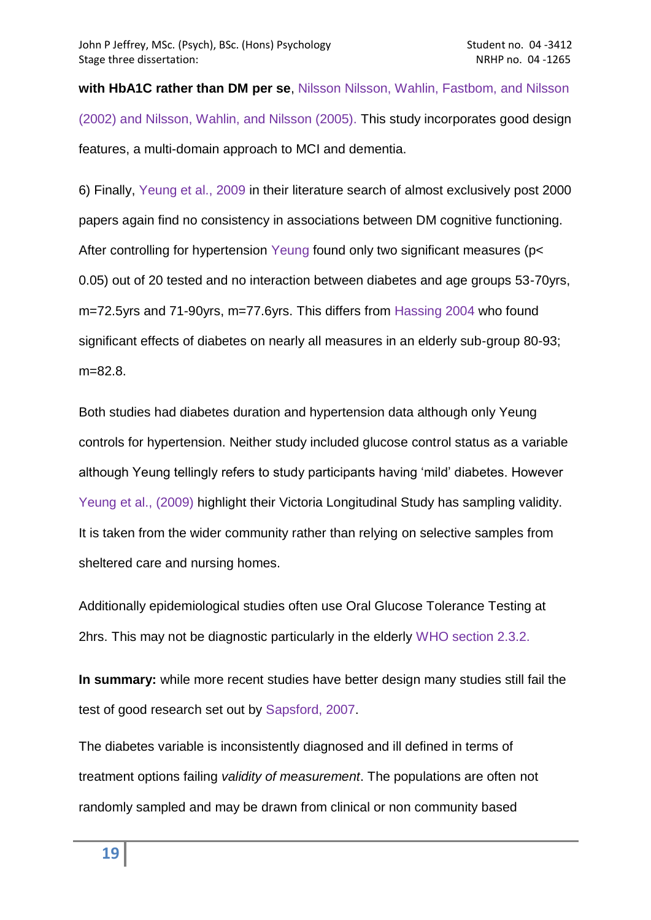**with HbA1C rather than DM per se**, Nilsson Nilsson, Wahlin, Fastbom, and Nilsson (2002) and Nilsson, Wahlin, and Nilsson (2005). This study incorporates good design features, a multi-domain approach to MCI and dementia.

6) Finally, Yeung et al., 2009 in their literature search of almost exclusively post 2000 papers again find no consistency in associations between DM cognitive functioning. After controlling for hypertension Yeung found only two significant measures ($p < 0.05$) out of 20 tested and no interaction between diabetes and age groups 53-70yrs, m=72.5yrs and 71-90yrs, m=77.6yrs. This differs from Hassing 2004 who found significant effects of diabetes on nearly all measures in an elderly sub-group 80-93; m=82.8.

Both studies had diabetes duration and hypertension data although only Yeung controls for hypertension. Neither study included glucose control status as a variable although Yeung tellingly refers to study participants having 'mild' diabetes. However Yeung et al., (2009) highlight their Victoria Longitudinal Study has sampling validity. It is taken from the wider community rather than relying on selective samples from sheltered care and nursing homes.

Additionally epidemiological studies often use Oral Glucose Tolerance Testing at 2hrs. This may not be diagnostic particularly in the elderly WHO section 2.3.2.

**In summary:** while more recent studies have better design many studies still fail the test of good research set out by Sapsford, 2007.

The diabetes variable is inconsistently diagnosed and ill defined in terms of treatment options failing *validity of measurement*. The populations are often not randomly sampled and may be drawn from clinical or non community based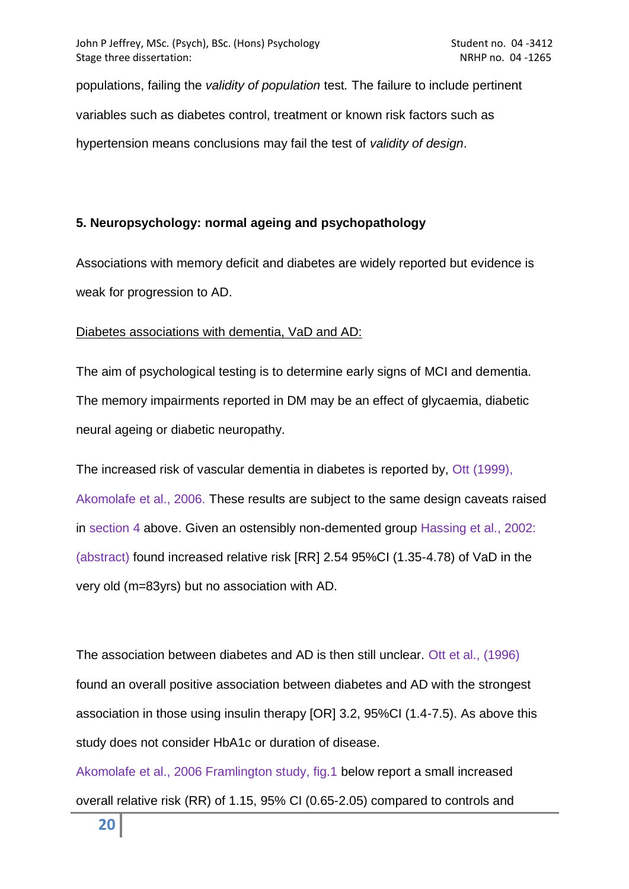populations, failing the *validity of population* test*.* The failure to include pertinent variables such as diabetes control, treatment or known risk factors such as hypertension means conclusions may fail the test of *validity of design*.

### 5. Neuropsychology: normal ageing and psychopathology

Associations with memory deficit and diabetes are widely reported but evidence is weak for progression to AD.

<u>Diabetes associations with dementia, VaD and AD:</u>

The aim of psychological testing is to determine early signs of MCI and dementia. The memory impairments reported in DM may be an effect of glycaemia, diabetic neural ageing or diabetic neuropathy.

The increased risk of vascular dementia in diabetes is reported by, Ott (1999), Akomolafe et al., 2006. These results are subject to the same design caveats raised in section 4 above. Given an ostensibly non-demented group Hassing et al., 2002: (abstract) found increased relative risk [RR] 2.54 95%CI (1.35-4.78) of VaD in the very old (m=83yrs) but no association with AD.

The association between diabetes and AD is then still unclear. Ott et al., (1996) found an overall positive association between diabetes and AD with the strongest association in those using insulin therapy [OR] 3.2, 95%CI (1.4-7.5). As above this study does not consider HbA1c or duration of disease.

Akomolafe et al., 2006 Framlington study, fig.1 below report a small increased overall relative risk (RR) of 1.15, 95% CI (0.65-2.05) compared to controls and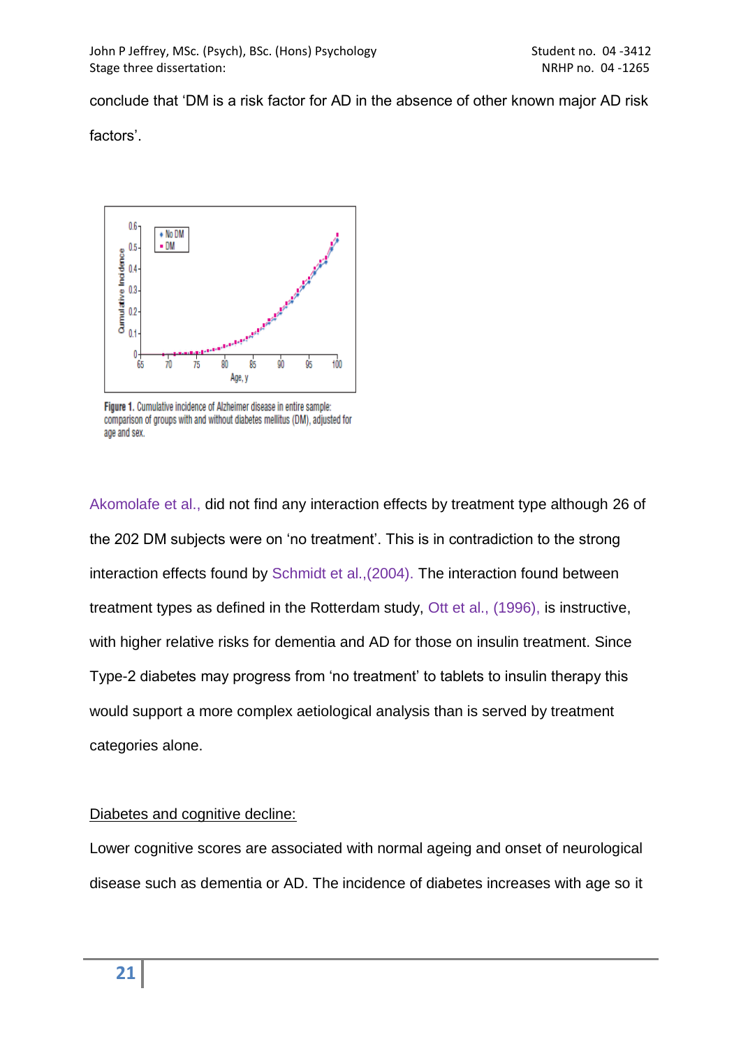conclude that 'DM is a risk factor for AD in the absence of other known major AD risk factors'.

**Figure 1.** Cumulative incidence of Alzheimer disease in entire sample: comparison of groups with and without diabetes mellitus (DM), adjusted for age and sex.

Akomolafe et al., did not find any interaction effects by treatment type although 26 of the 202 DM subjects were on 'no treatment'. This is in contradiction to the strong interaction effects found by Schmidt et al.,(2004). The interaction found between treatment types as defined in the Rotterdam study, Ott et al., (1996), is instructive, with higher relative risks for dementia and AD for those on insulin treatment. Since Type-2 diabetes may progress from 'no treatment' to tablets to insulin therapy this would support a more complex aetiological analysis than is served by treatment categories alone.

<u>Diabetes and cognitive decline:</u>

Lower cognitive scores are associated with normal ageing and onset of neurological disease such as dementia or AD. The incidence of diabetes increases with age so it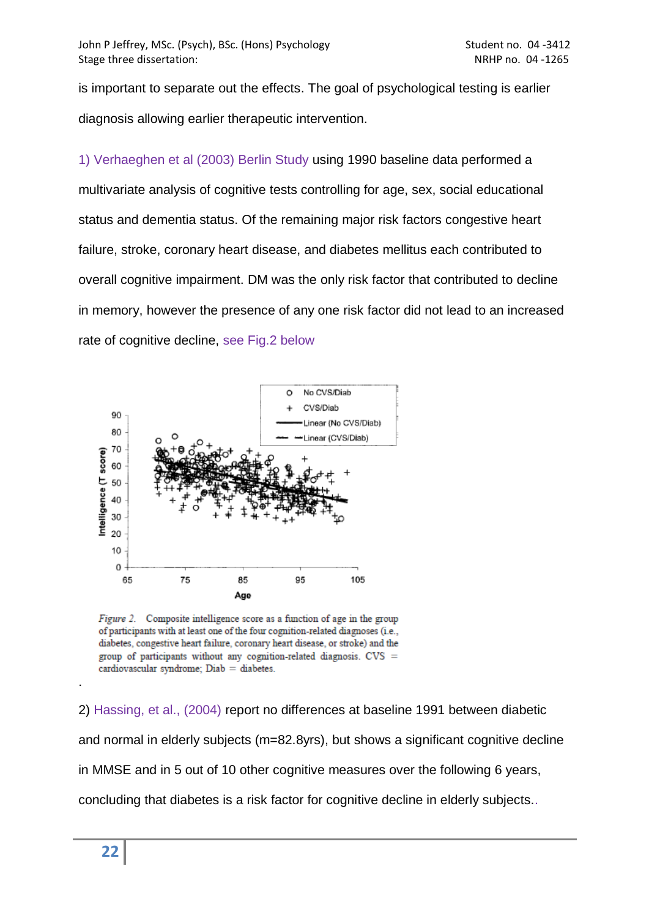is important to separate out the effects. The goal of psychological testing is earlier diagnosis allowing earlier therapeutic intervention.

1) Verhaeghen et al (2003) Berlin Study using 1990 baseline data performed a multivariate analysis of cognitive tests controlling for age, sex, social educational status and dementia status. Of the remaining major risk factors congestive heart failure, stroke, coronary heart disease, and diabetes mellitus each contributed to overall cognitive impairment. DM was the only risk factor that contributed to decline in memory, however the presence of any one risk factor did not lead to an increased rate of cognitive decline, see Fig.2 below

*Figure 2.* Composite intelligence score as a function of age in the group of participants with at least one of the four cognition-related diagnoses (i.e., diabetes, congestive heart failure, coronary heart disease, or stroke) and the group of participants without any cognition-related diagnosis. CVS = cardiovascular syndrome; Diab = diabetes.

.

2) Hassing, et al., (2004) report no differences at baseline 1991 between diabetic and normal in elderly subjects (m=82.8yrs), but shows a significant cognitive decline in MMSE and in 5 out of 10 other cognitive measures over the following 6 years, concluding that diabetes is a risk factor for cognitive decline in elderly subjects..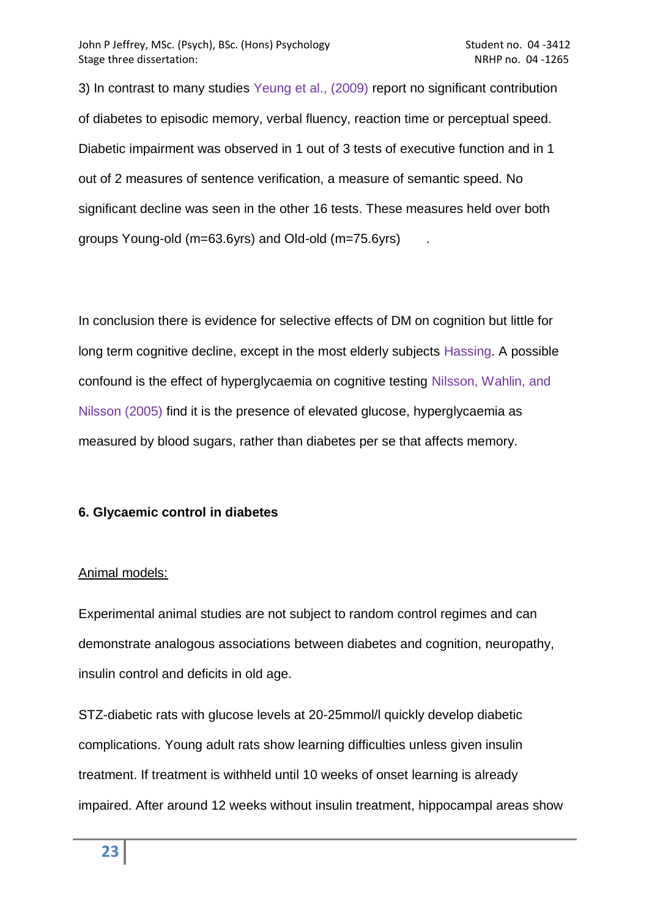3) In contrast to many studies Yeung et al., (2009) report no significant contribution of diabetes to episodic memory, verbal fluency, reaction time or perceptual speed. Diabetic impairment was observed in 1 out of 3 tests of executive function and in 1 out of 2 measures of sentence verification, a measure of semantic speed. No significant decline was seen in the other 16 tests. These measures held over both groups Young-old (m=63.6yrs) and Old-old (m=75.6yrs) .

In conclusion there is evidence for selective effects of DM on cognition but little for long term cognitive decline, except in the most elderly subjects Hassing. A possible confound is the effect of hyperglycaemia on cognitive testing Nilsson, Wahlin, and Nilsson (2005) find it is the presence of elevated glucose, hyperglycaemia as measured by blood sugars, rather than diabetes per se that affects memory.

**6. Glycaemic control in diabetes**

Animal models:

Experimental animal studies are not subject to random control regimes and can demonstrate analogous associations between diabetes and cognition, neuropathy, insulin control and deficits in old age.

STZ-diabetic rats with glucose levels at 20-25mmol/l quickly develop diabetic complications. Young adult rats show learning difficulties unless given insulin treatment. If treatment is withheld until 10 weeks of onset learning is already impaired. After around 12 weeks without insulin treatment, hippocampal areas show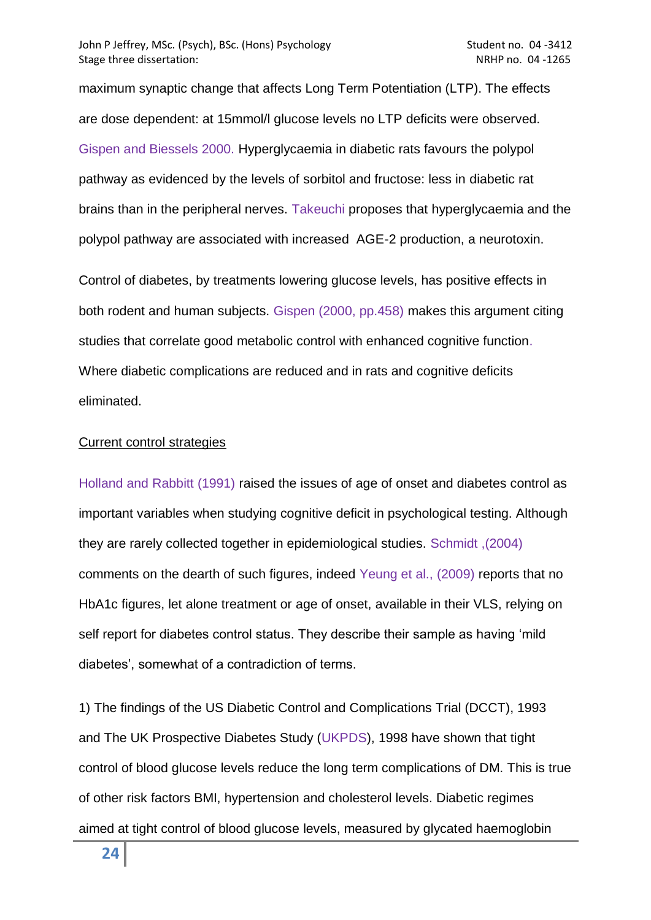maximum synaptic change that affects Long Term Potentiation (LTP). The effects are dose dependent: at 15mmol/l glucose levels no LTP deficits were observed. Gispen and Biessels 2000. Hyperglycaemia in diabetic rats favours the polypol pathway as evidenced by the levels of sorbitol and fructose: less in diabetic rat brains than in the peripheral nerves. Takeuchi proposes that hyperglycaemia and the polypol pathway are associated with increased AGE-2 production, a neurotoxin.

Control of diabetes, by treatments lowering glucose levels, has positive effects in both rodent and human subjects. Gispen (2000, pp.458) makes this argument citing studies that correlate good metabolic control with enhanced cognitive function. Where diabetic complications are reduced and in rats and cognitive deficits eliminated.

<u>Current control strategies</u>

Holland and Rabbitt (1991) raised the issues of age of onset and diabetes control as important variables when studying cognitive deficit in psychological testing. Although they are rarely collected together in epidemiological studies. Schmidt ,(2004) comments on the dearth of such figures, indeed Yeung et al., (2009) reports that no HbA1c figures, let alone treatment or age of onset, available in their VLS, relying on self report for diabetes control status. They describe their sample as having 'mild diabetes', somewhat of a contradiction of terms.

1) The findings of the US Diabetic Control and Complications Trial (DCCT), 1993 and The UK Prospective Diabetes Study (UKPDS), 1998 have shown that tight control of blood glucose levels reduce the long term complications of DM. This is true of other risk factors BMI, hypertension and cholesterol levels. Diabetic regimes aimed at tight control of blood glucose levels, measured by glycated haemoglobin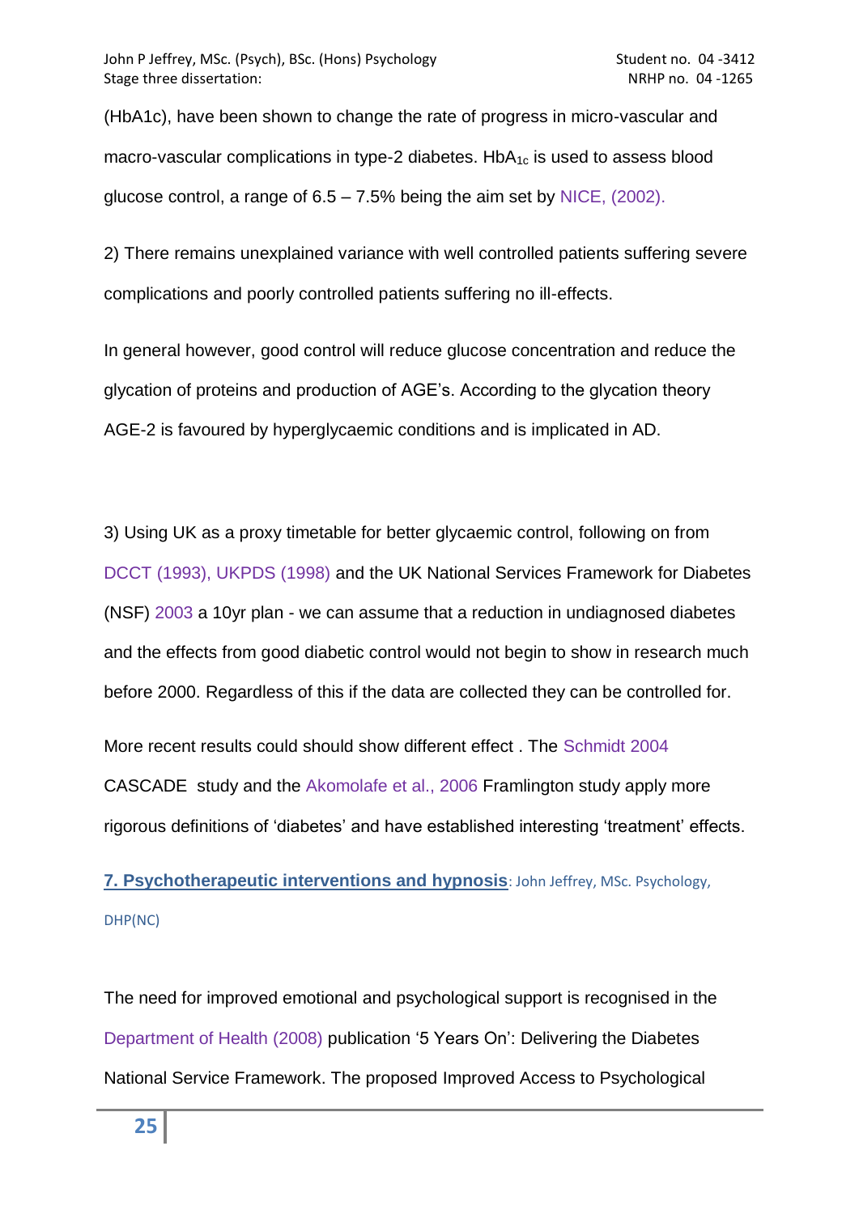(HbA1c), have been shown to change the rate of progress in micro-vascular and macro-vascular complications in type-2 diabetes. $HbA_{1c}$ is used to assess blood glucose control, a range of 6.5 – 7.5% being the aim set by NICE, (2002).

2) There remains unexplained variance with well controlled patients suffering severe complications and poorly controlled patients suffering no ill-effects.

In general however, good control will reduce glucose concentration and reduce the glycation of proteins and production of AGE's. According to the glycation theory AGE-2 is favoured by hyperglycaemic conditions and is implicated in AD.

3) Using UK as a proxy timetable for better glycaemic control, following on from DCCT (1993), UKPDS (1998) and the UK National Services Framework for Diabetes (NSF) 2003 a 10yr plan - we can assume that a reduction in undiagnosed diabetes and the effects from good diabetic control would not begin to show in research much before 2000. Regardless of this if the data are collected they can be controlled for.

More recent results could should show different effect . The Schmidt 2004 CASCADE study and the Akomolafe et al., 2006 Framlington study apply more rigorous definitions of 'diabetes' and have established interesting 'treatment' effects.

## 7. Psychotherapeutic interventions and hypnosis: John Jeffrey, MSc. Psychology, DHP(NC)

The need for improved emotional and psychological support is recognised in the Department of Health (2008) publication '5 Years On': Delivering the Diabetes National Service Framework. The proposed Improved Access to Psychological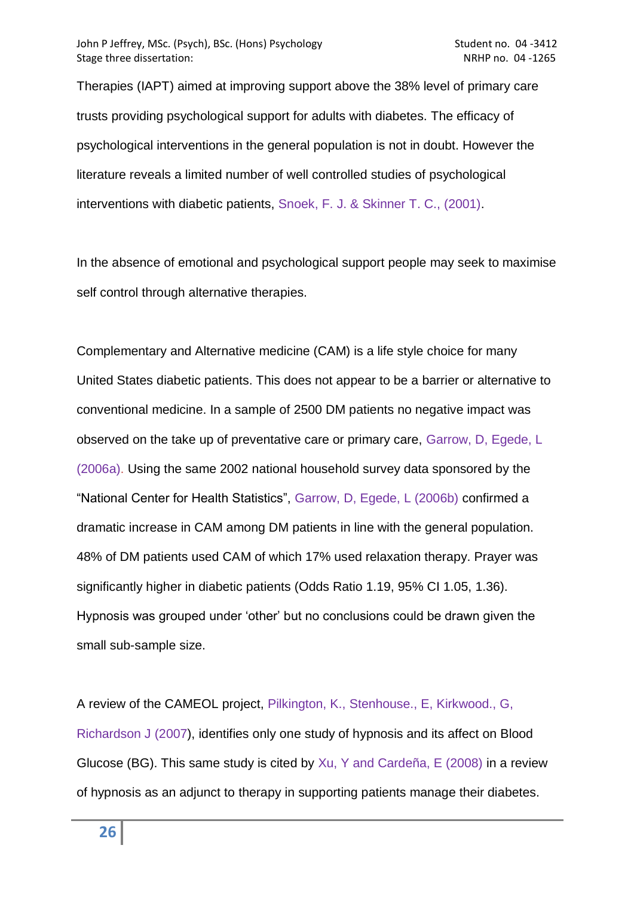Therapies (IAPT) aimed at improving support above the 38% level of primary care trusts providing psychological support for adults with diabetes. The efficacy of psychological interventions in the general population is not in doubt. However the literature reveals a limited number of well controlled studies of psychological interventions with diabetic patients, Snoek, F. J. & Skinner T. C., (2001).

In the absence of emotional and psychological support people may seek to maximise self control through alternative therapies.

Complementary and Alternative medicine (CAM) is a life style choice for many United States diabetic patients. This does not appear to be a barrier or alternative to conventional medicine. In a sample of 2500 DM patients no negative impact was observed on the take up of preventative care or primary care, Garrow, D, Egede, L (2006a). Using the same 2002 national household survey data sponsored by the "National Center for Health Statistics", Garrow, D, Egede, L (2006b) confirmed a dramatic increase in CAM among DM patients in line with the general population. 48% of DM patients used CAM of which 17% used relaxation therapy. Prayer was significantly higher in diabetic patients (Odds Ratio 1.19, 95% CI 1.05, 1.36). Hypnosis was grouped under 'other' but no conclusions could be drawn given the small sub-sample size.

A review of the CAMEOL project, Pilkington, K., Stenhouse., E, Kirkwood., G, Richardson J (2007), identifies only one study of hypnosis and its affect on Blood Glucose (BG). This same study is cited by Xu, Y and Cardeña, E (2008) in a review of hypnosis as an adjunct to therapy in supporting patients manage their diabetes.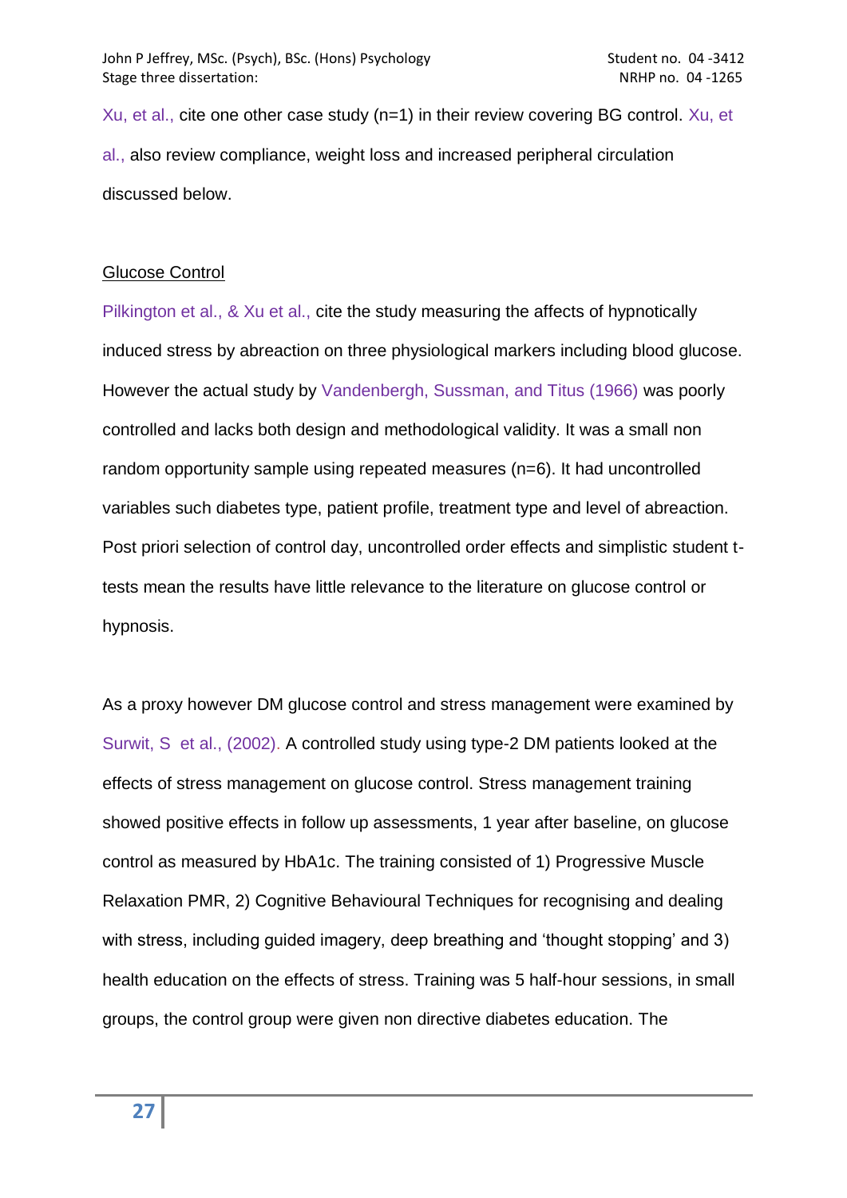Xu, et al., cite one other case study (n=1) in their review covering BG control. Xu, et al., also review compliance, weight loss and increased peripheral circulation discussed below.

## Glucose Control

Pilkington et al., & Xu et al., cite the study measuring the affects of hypnotically induced stress by abreaction on three physiological markers including blood glucose. However the actual study by Vandenbergh, Sussman, and Titus (1966) was poorly controlled and lacks both design and methodological validity. It was a small non random opportunity sample using repeated measures (n=6). It had uncontrolled variables such diabetes type, patient profile, treatment type and level of abreaction. Post priori selection of control day, uncontrolled order effects and simplistic student t-tests mean the results have little relevance to the literature on glucose control or hypnosis.

As a proxy however DM glucose control and stress management were examined by Surwit, S et al., (2002). A controlled study using type-2 DM patients looked at the effects of stress management on glucose control. Stress management training showed positive effects in follow up assessments, 1 year after baseline, on glucose control as measured by HbA1c. The training consisted of 1) Progressive Muscle Relaxation PMR, 2) Cognitive Behavioural Techniques for recognising and dealing with stress, including guided imagery, deep breathing and 'thought stopping' and 3) health education on the effects of stress. Training was 5 half-hour sessions, in small groups, the control group were given non directive diabetes education. The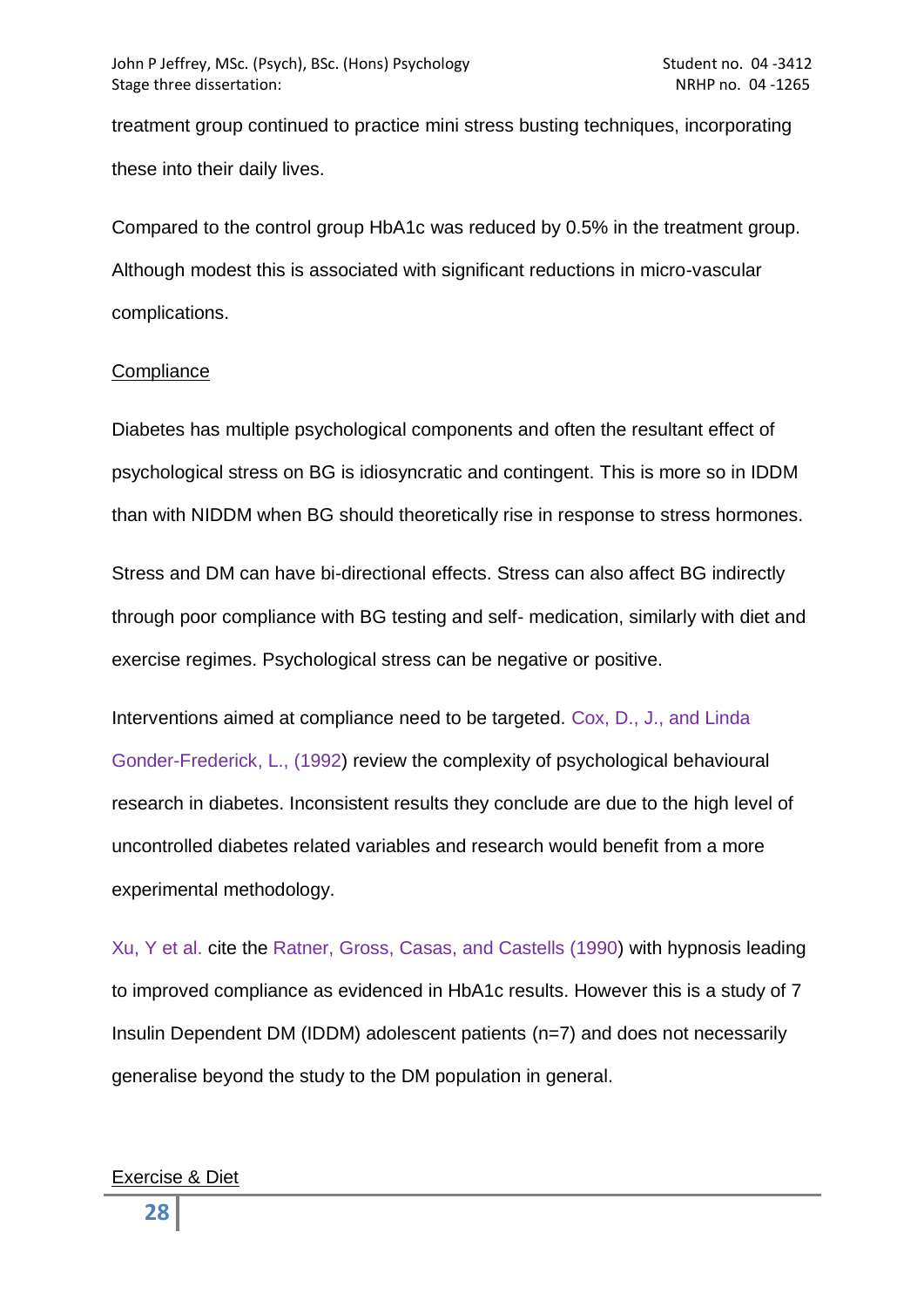treatment group continued to practice mini stress busting techniques, incorporating these into their daily lives.

Compared to the control group HbA1c was reduced by 0.5% in the treatment group. Although modest this is associated with significant reductions in micro-vascular complications.

## Compliance

Diabetes has multiple psychological components and often the resultant effect of psychological stress on BG is idiosyncratic and contingent. This is more so in IDDM than with NIDDM when BG should theoretically rise in response to stress hormones.

Stress and DM can have bi-directional effects. Stress can also affect BG indirectly through poor compliance with BG testing and self- medication, similarly with diet and exercise regimes. Psychological stress can be negative or positive.

Interventions aimed at compliance need to be targeted. Cox, D., J., and Linda Gonder-Frederick, L., (1992) review the complexity of psychological behavioural research in diabetes. Inconsistent results they conclude are due to the high level of uncontrolled diabetes related variables and research would benefit from a more experimental methodology.

Xu, Y et al. cite the Ratner, Gross, Casas, and Castells (1990) with hypnosis leading to improved compliance as evidenced in HbA1c results. However this is a study of 7 Insulin Dependent DM (IDDM) adolescent patients (n=7) and does not necessarily generalise beyond the study to the DM population in general.

## Exercise & Diet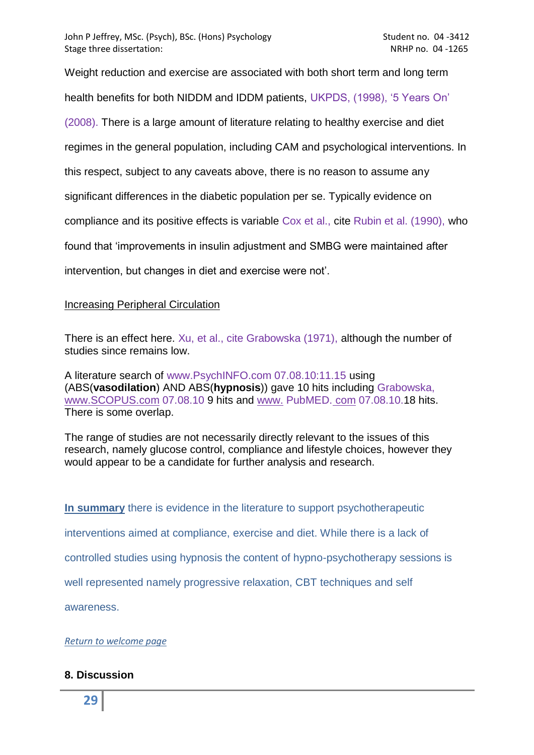Weight reduction and exercise are associated with both short term and long term health benefits for both NIDDM and IDDM patients, UKPDS, (1998), '5 Years On' (2008). There is a large amount of literature relating to healthy exercise and diet regimes in the general population, including CAM and psychological interventions. In this respect, subject to any caveats above, there is no reason to assume any significant differences in the diabetic population per se. Typically evidence on compliance and its positive effects is variable Cox et al., cite Rubin et al. (1990), who found that 'improvements in insulin adjustment and SMBG were maintained after intervention, but changes in diet and exercise were not'.

Increasing Peripheral Circulation

There is an effect here. Xu, et al., cite Grabowska (1971), although the number of studies since remains low.

A literature search of www.PsychINFO.com 07.08.10:11.15 using (ABS(**vasodilation**) AND ABS(**hypnosis**)) gave 10 hits including Grabowska, www.SCOPUS.com 07.08.10 9 hits and www. PubMED. com 07.08.10.18 hits. There is some overlap.

The range of studies are not necessarily directly relevant to the issues of this research, namely glucose control, compliance and lifestyle choices, however they would appear to be a candidate for further analysis and research.

**In summary** there is evidence in the literature to support psychotherapeutic interventions aimed at compliance, exercise and diet. While there is a lack of controlled studies using hypnosis the content of hypno-psychotherapy sessions is well represented namely progressive relaxation, CBT techniques and self awareness.

*Return to welcome page*

## 8. Discussion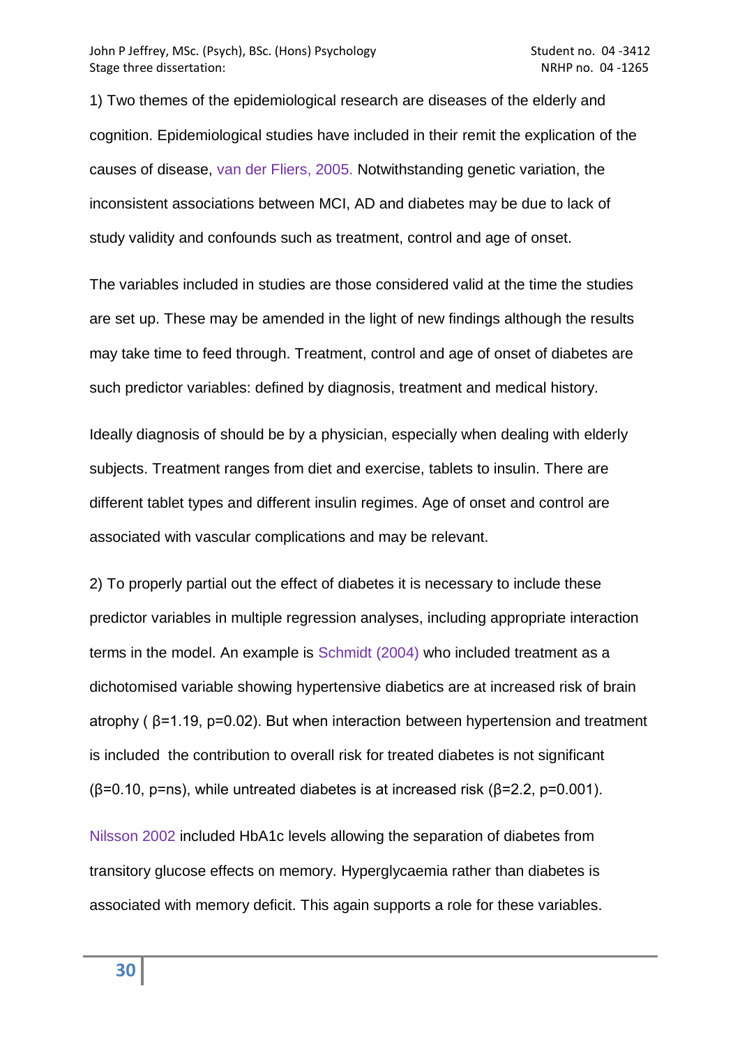1) Two themes of the epidemiological research are diseases of the elderly and cognition. Epidemiological studies have included in their remit the explication of the causes of disease, van der Fliers, 2005. Notwithstanding genetic variation, the inconsistent associations between MCI, AD and diabetes may be due to lack of study validity and confounds such as treatment, control and age of onset.

The variables included in studies are those considered valid at the time the studies are set up. These may be amended in the light of new findings although the results may take time to feed through. Treatment, control and age of onset of diabetes are such predictor variables: defined by diagnosis, treatment and medical history.

Ideally diagnosis of should be by a physician, especially when dealing with elderly subjects. Treatment ranges from diet and exercise, tablets to insulin. There are different tablet types and different insulin regimes. Age of onset and control are associated with vascular complications and may be relevant.

2) To properly partial out the effect of diabetes it is necessary to include these predictor variables in multiple regression analyses, including appropriate interaction terms in the model. An example is Schmidt (2004) who included treatment as a dichotomised variable showing hypertensive diabetics are at increased risk of brain atrophy ( $\beta=1.19$, $p=0.02$). But when interaction between hypertension and treatment is included the contribution to overall risk for treated diabetes is not significant ($\beta=0.10$, $p=ns$), while untreated diabetes is at increased risk ($\beta=2.2$, $p=0.001$).

Nilsson 2002 included HbA1c levels allowing the separation of diabetes from transitory glucose effects on memory. Hyperglycaemia rather than diabetes is associated with memory deficit. This again supports a role for these variables.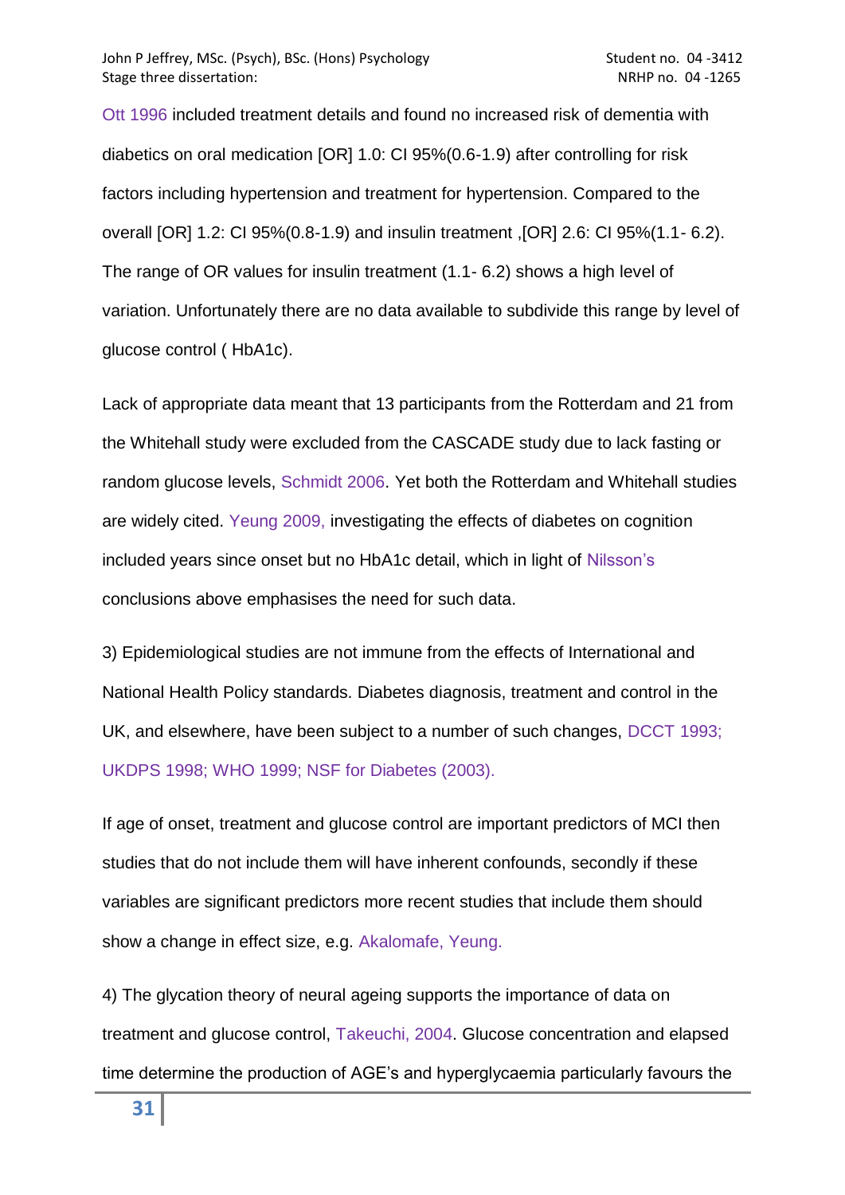Ott 1996 included treatment details and found no increased risk of dementia with diabetics on oral medication [OR] 1.0: CI 95%(0.6-1.9) after controlling for risk factors including hypertension and treatment for hypertension. Compared to the overall [OR] 1.2: CI 95%(0.8-1.9) and insulin treatment ,[OR] 2.6: CI 95%(1.1- 6.2). The range of OR values for insulin treatment (1.1- 6.2) shows a high level of variation. Unfortunately there are no data available to subdivide this range by level of glucose control ( HbA1c).

Lack of appropriate data meant that 13 participants from the Rotterdam and 21 from the Whitehall study were excluded from the CASCADE study due to lack fasting or random glucose levels, Schmidt 2006. Yet both the Rotterdam and Whitehall studies are widely cited. Yeung 2009, investigating the effects of diabetes on cognition included years since onset but no HbA1c detail, which in light of Nilsson's conclusions above emphasises the need for such data.

3) Epidemiological studies are not immune from the effects of International and National Health Policy standards. Diabetes diagnosis, treatment and control in the UK, and elsewhere, have been subject to a number of such changes, DCCT 1993; UKDPS 1998; WHO 1999; NSF for Diabetes (2003).

If age of onset, treatment and glucose control are important predictors of MCI then studies that do not include them will have inherent confounds, secondly if these variables are significant predictors more recent studies that include them should show a change in effect size, e.g. Akalomafe, Yeung.

4) The glycation theory of neural ageing supports the importance of data on treatment and glucose control, Takeuchi, 2004. Glucose concentration and elapsed time determine the production of AGE's and hyperglycaemia particularly favours the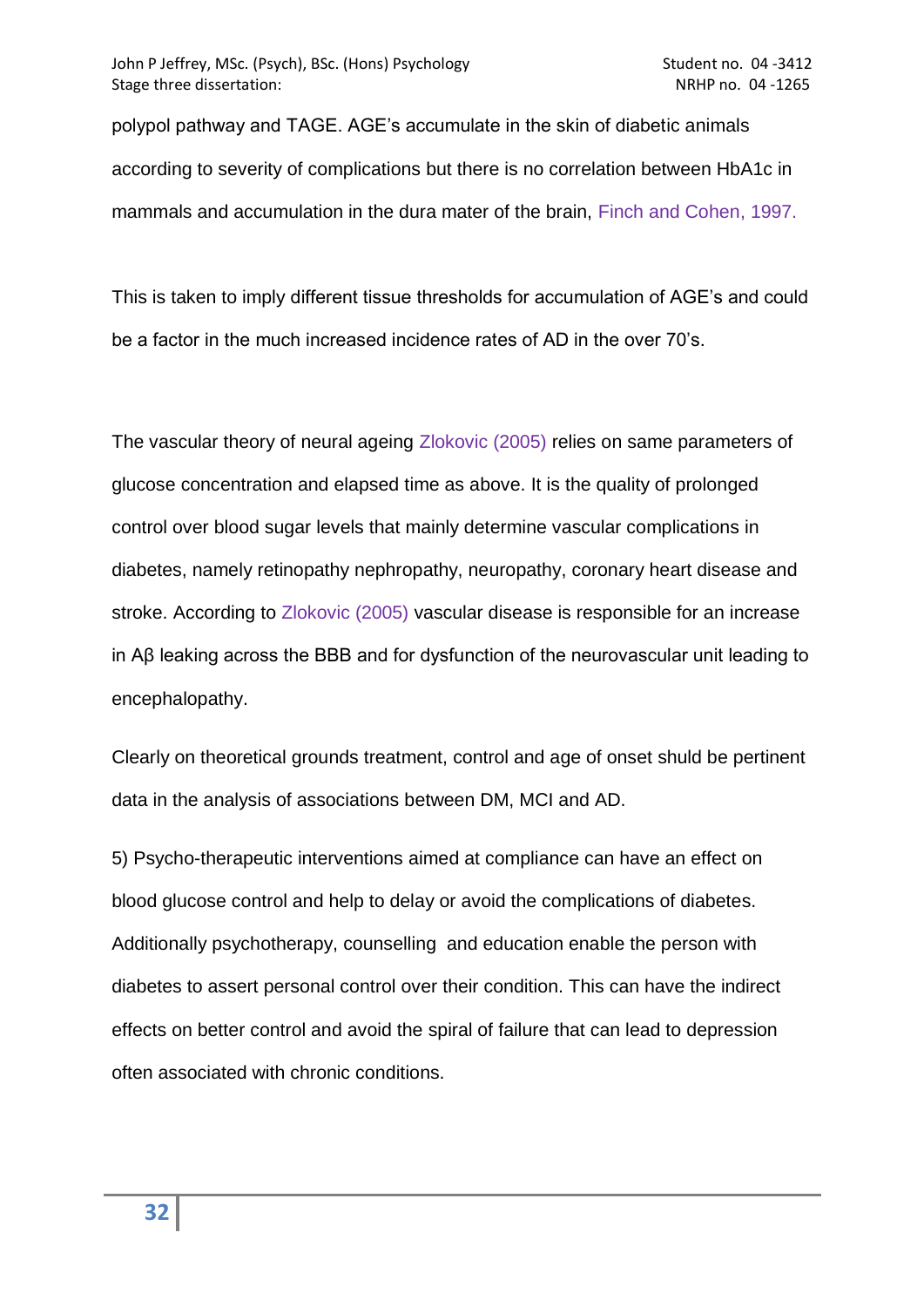polypol pathway and TAGE. AGE's accumulate in the skin of diabetic animals according to severity of complications but there is no correlation between HbA1c in mammals and accumulation in the dura mater of the brain, Finch and Cohen, 1997.

This is taken to imply different tissue thresholds for accumulation of AGE's and could be a factor in the much increased incidence rates of AD in the over 70's.

The vascular theory of neural ageing Zlokovic (2005) relies on same parameters of glucose concentration and elapsed time as above. It is the quality of prolonged control over blood sugar levels that mainly determine vascular complications in diabetes, namely retinopathy nephropathy, neuropathy, coronary heart disease and stroke. According to Zlokovic (2005) vascular disease is responsible for an increase in Aβ leaking across the BBB and for dysfunction of the neurovascular unit leading to encephalopathy.

Clearly on theoretical grounds treatment, control and age of onset shuld be pertinent data in the analysis of associations between DM, MCI and AD.

5) Psycho-therapeutic interventions aimed at compliance can have an effect on blood glucose control and help to delay or avoid the complications of diabetes. Additionally psychotherapy, counselling  and education enable the person with diabetes to assert personal control over their condition. This can have the indirect effects on better control and avoid the spiral of failure that can lead to depression often associated with chronic conditions.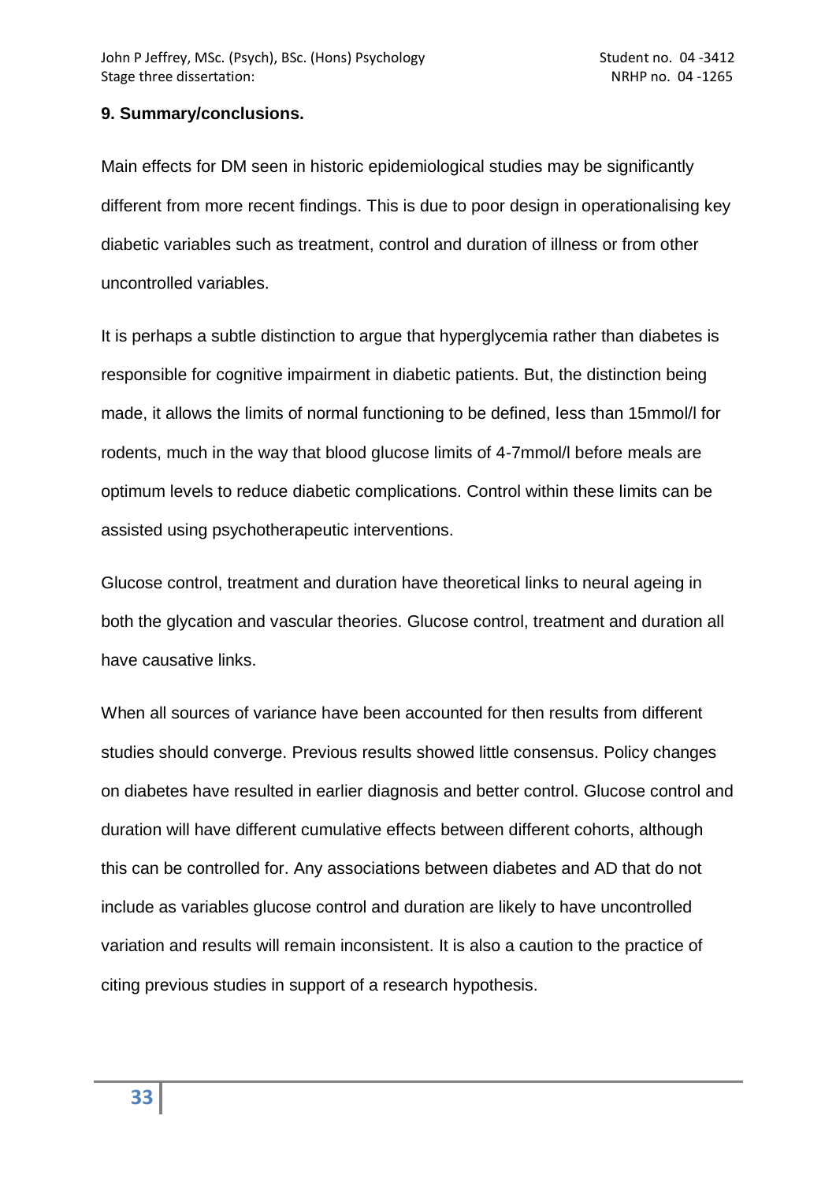## 9. Summary/conclusions.

Main effects for DM seen in historic epidemiological studies may be significantly different from more recent findings. This is due to poor design in operationalising key diabetic variables such as treatment, control and duration of illness or from other uncontrolled variables.

It is perhaps a subtle distinction to argue that hyperglycemia rather than diabetes is responsible for cognitive impairment in diabetic patients. But, the distinction being made, it allows the limits of normal functioning to be defined, less than 15mmol/l for rodents, much in the way that blood glucose limits of 4-7mmol/l before meals are optimum levels to reduce diabetic complications. Control within these limits can be assisted using psychotherapeutic interventions.

Glucose control, treatment and duration have theoretical links to neural ageing in both the glycation and vascular theories. Glucose control, treatment and duration all have causative links.

When all sources of variance have been accounted for then results from different studies should converge. Previous results showed little consensus. Policy changes on diabetes have resulted in earlier diagnosis and better control. Glucose control and duration will have different cumulative effects between different cohorts, although this can be controlled for. Any associations between diabetes and AD that do not include as variables glucose control and duration are likely to have uncontrolled variation and results will remain inconsistent. It is also a caution to the practice of citing previous studies in support of a research hypothesis.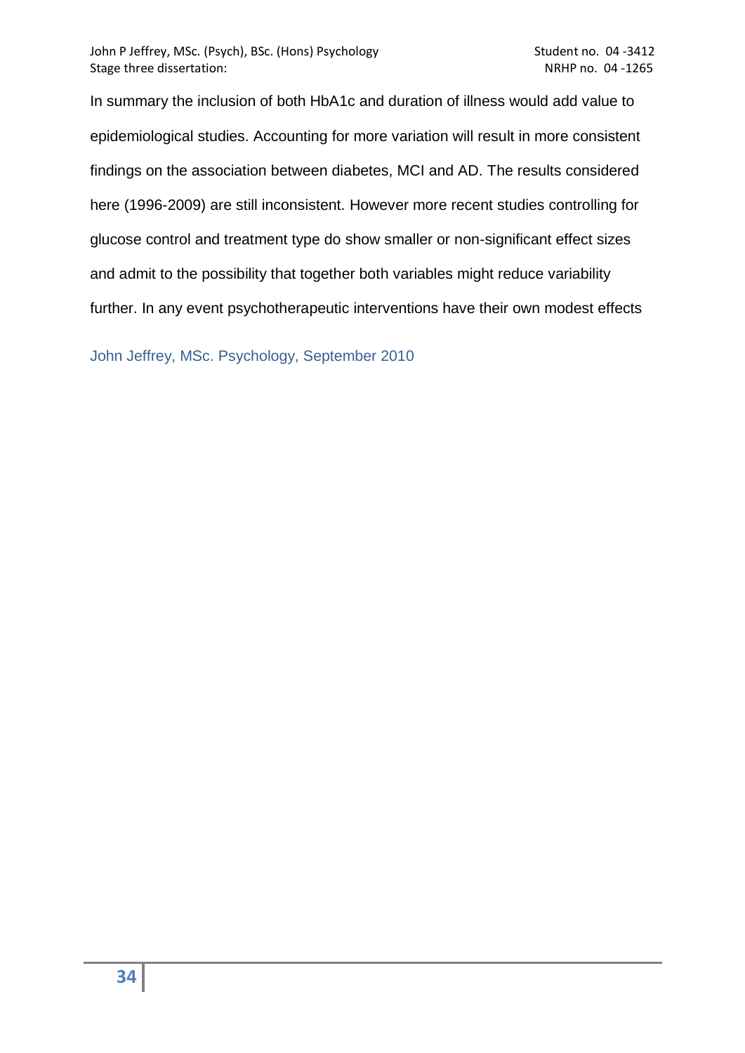In summary the inclusion of both HbA1c and duration of illness would add value to epidemiological studies. Accounting for more variation will result in more consistent findings on the association between diabetes, MCI and AD. The results considered here (1996-2009) are still inconsistent. However more recent studies controlling for glucose control and treatment type do show smaller or non-significant effect sizes and admit to the possibility that together both variables might reduce variability further. In any event psychotherapeutic interventions have their own modest effects

John Jeffrey, MSc. Psychology, September 2010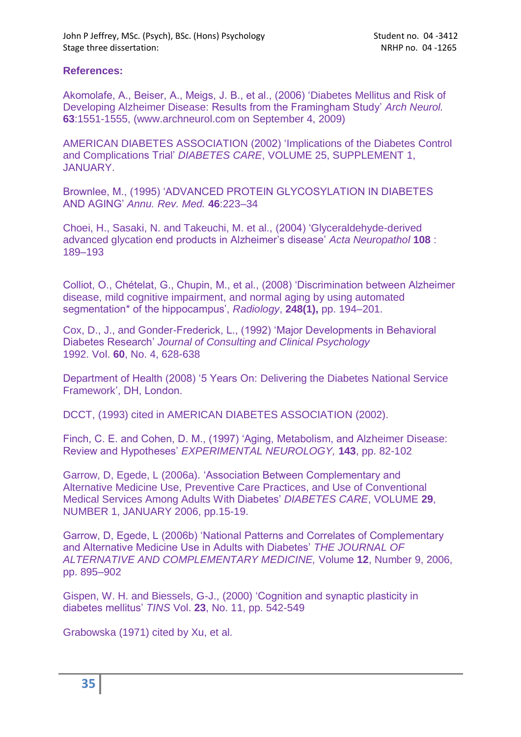## References:

Akomolafe, A., Beiser, A., Meigs, J. B., et al., (2006) 'Diabetes Mellitus and Risk of Developing Alzheimer Disease: Results from the Framingham Study' *Arch Neurol.* **63**:1551-1555, (www.archneurol.com on September 4, 2009)

AMERICAN DIABETES ASSOCIATION (2002) 'Implications of the Diabetes Control and Complications Trial' *DIABETES CARE*, VOLUME 25, SUPPLEMENT 1, JANUARY.

Brownlee, M., (1995) 'ADVANCED PROTEIN GLYCOSYLATION IN DIABETES AND AGING' *Annu. Rev. Med.* **46**:223–34

Choei, H., Sasaki, N. and Takeuchi, M. et al., (2004) 'Glyceraldehyde-derived advanced glycation end products in Alzheimer's disease' *Acta Neuropathol* **108** : 189–193

Colliot, O., Chételat, G., Chupin, M., et al., (2008) 'Discrimination between Alzheimer disease, mild cognitive impairment, and normal aging by using automated segmentation* of the hippocampus', *Radiology*, **248(1),** pp. 194–201.

Cox, D., J., and Gonder-Frederick, L., (1992) 'Major Developments in Behavioral Diabetes Research' *Journal of Consulting and Clinical Psychology* 1992. Vol. **60**, No. 4, 628-638

Department of Health (2008) '5 Years On: Delivering the Diabetes National Service Framework', DH, London.

DCCT, (1993) cited in AMERICAN DIABETES ASSOCIATION (2002).

Finch, C. E. and Cohen, D. M., (1997) 'Aging, Metabolism, and Alzheimer Disease: Review and Hypotheses' *EXPERIMENTAL NEUROLOGY,* **143**, pp. 82-102

Garrow, D, Egede, L (2006a). 'Association Between Complementary and Alternative Medicine Use, Preventive Care Practices, and Use of Conventional Medical Services Among Adults With Diabetes' *DIABETES CARE*, VOLUME **29**, NUMBER 1, JANUARY 2006, pp.15-19.

Garrow, D, Egede, L (2006b) 'National Patterns and Correlates of Complementary and Alternative Medicine Use in Adults with Diabetes' *THE JOURNAL OF ALTERNATIVE AND COMPLEMENTARY MEDICINE,* Volume **12**, Number 9, 2006, pp. 895–902

Gispen, W. H. and Biessels, G-J., (2000) 'Cognition and synaptic plasticity in diabetes mellitus' *TINS* Vol. **23**, No. 11, pp. 542-549

Grabowska (1971) cited by Xu, et al.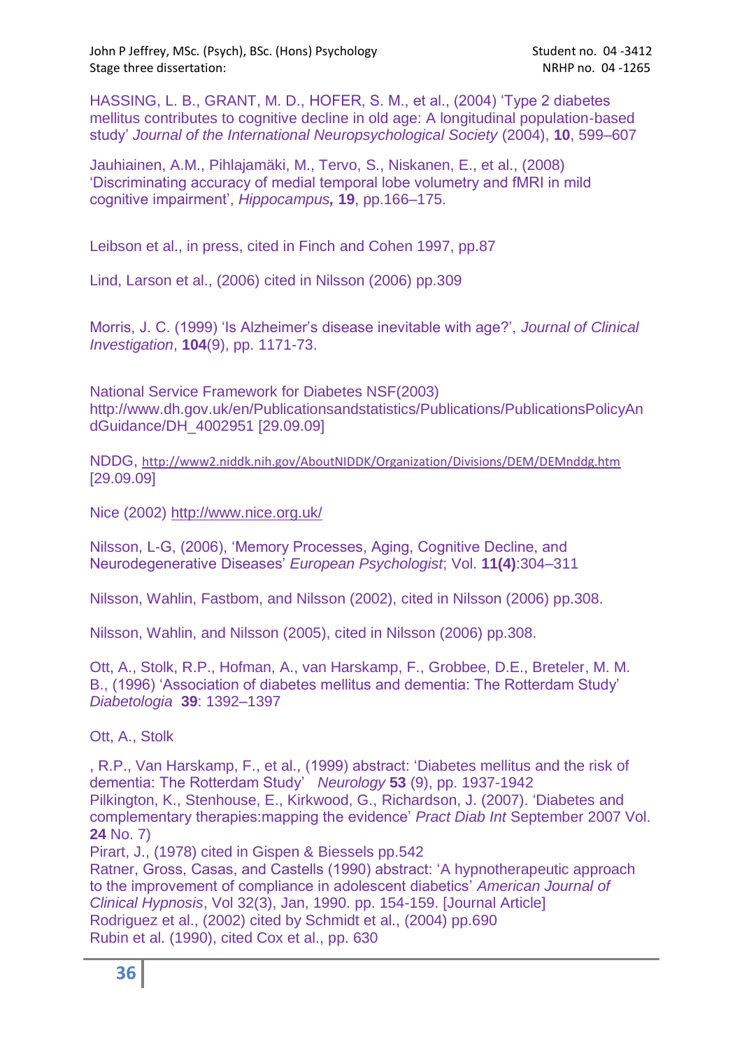HASSING, L. B., GRANT, M. D., HOFER, S. M., et al., (2004) 'Type 2 diabetes mellitus contributes to cognitive decline in old age: A longitudinal population-based study' *Journal of the International Neuropsychological Society* (2004), **10**, 599–607

Jauhiainen, A.M., Pihlajamäki, M., Tervo, S., Niskanen, E., et al., (2008) 'Discriminating accuracy of medial temporal lobe volumetry and fMRI in mild cognitive impairment', *Hippocampus,* **19**, pp.166–175.

Leibson et al., in press, cited in Finch and Cohen 1997, pp.87

Lind, Larson et al., (2006) cited in Nilsson (2006) pp.309

Morris, J. C. (1999) 'Is Alzheimer's disease inevitable with age?', *Journal of Clinical Investigation*, **104**(9), pp. 1171-73.

National Service Framework for Diabetes NSF(2003) http://www.dh.gov.uk/en/Publicationsandstatistics/Publications/PublicationsPolicyAndGuidance/DH_4002951 [29.09.09]

NDDG, http://www2.niddk.nih.gov/AboutNIDDK/Organization/Divisions/DEM/DEMnddg.htm [29.09.09]

Nice (2002) http://www.nice.org.uk/

Nilsson, L-G, (2006), 'Memory Processes, Aging, Cognitive Decline, and Neurodegenerative Diseases' *European Psychologist*; Vol. **11(4)**:304–311

Nilsson, Wahlin, Fastbom, and Nilsson (2002), cited in Nilsson (2006) pp.308.

Nilsson, Wahlin, and Nilsson (2005), cited in Nilsson (2006) pp.308.

Ott, A., Stolk, R.P., Hofman, A., van Harskamp, F., Grobbee, D.E., Breteler, M. M. B., (1996) 'Association of diabetes mellitus and dementia: The Rotterdam Study' *Diabetologia* **39**: 1392–1397

Ott, A., Stolk

, R.P., Van Harskamp, F., et al., (1999) abstract: 'Diabetes mellitus and the risk of dementia: The Rotterdam Study' *Neurology* **53** (9), pp. 1937-1942

Pilkington, K., Stenhouse, E., Kirkwood, G., Richardson, J. (2007). 'Diabetes and complementary therapies:mapping the evidence' *Pract Diab Int* September 2007 Vol. **24** No. 7)

Pirart, J., (1978) cited in Gispen & Biessels pp.542

Ratner, Gross, Casas, and Castells (1990) abstract: 'A hypnotherapeutic approach to the improvement of compliance in adolescent diabetics' *American Journal of Clinical Hypnosis*, Vol 32(3), Jan, 1990. pp. 154-159. [Journal Article]

Rodriguez et al., (2002) cited by Schmidt et al., (2004) pp.690

Rubin et al. (1990), cited Cox et al., pp. 630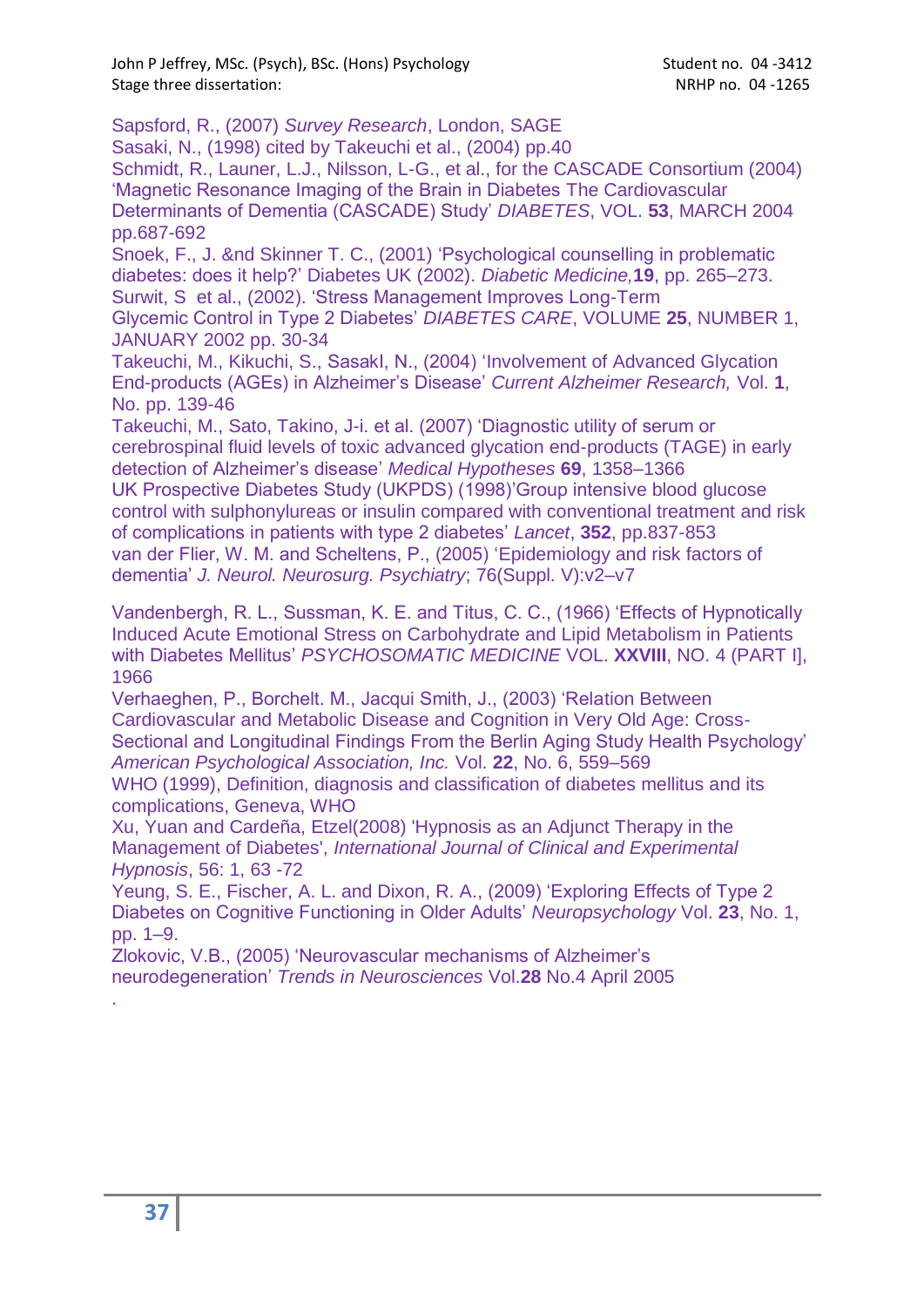Sapsford, R., (2007) *Survey Research*, London, SAGE

Sasaki, N., (1998) cited by Takeuchi et al., (2004) pp.40

Schmidt, R., Launer, L.J., Nilsson, L-G., et al., for the CASCADE Consortium (2004) 'Magnetic Resonance Imaging of the Brain in Diabetes The Cardiovascular Determinants of Dementia (CASCADE) Study' *DIABETES*, VOL. **53**, MARCH 2004 pp.687-692

Snoek, F., J. &nd Skinner T. C., (2001) 'Psychological counselling in problematic diabetes: does it help?' Diabetes UK (2002). *Diabetic Medicine,***19**, pp. 265–273.

Surwit, S et al., (2002). 'Stress Management Improves Long-Term Glycemic Control in Type 2 Diabetes' *DIABETES CARE*, VOLUME **25**, NUMBER 1, JANUARY 2002 pp. 30-34

Takeuchi, M., Kikuchi, S., SasakI, N., (2004) 'Involvement of Advanced Glycation End-products (AGEs) in Alzheimer's Disease' *Current Alzheimer Research,* Vol. **1**, No. pp. 139-46

Takeuchi, M., Sato, Takino, J-i. et al. (2007) 'Diagnostic utility of serum or cerebrospinal fluid levels of toxic advanced glycation end-products (TAGE) in early detection of Alzheimer's disease' *Medical Hypotheses* **69**, 1358–1366

UK Prospective Diabetes Study (UKPDS) (1998)'Group intensive blood glucose control with sulphonylureas or insulin compared with conventional treatment and risk of complications in patients with type 2 diabetes' *Lancet*, **352**, pp.837-853

van der Flier, W. M. and Scheltens, P., (2005) 'Epidemiology and risk factors of dementia' *J. Neurol. Neurosurg. Psychiatry*; 76(Suppl. V):v2–v7

Vandenbergh, R. L., Sussman, K. E. and Titus, C. C., (1966) 'Effects of Hypnotically Induced Acute Emotional Stress on Carbohydrate and Lipid Metabolism in Patients with Diabetes Mellitus' *PSYCHOSOMATIC MEDICINE* VOL. **XXVIII**, NO. 4 (PART I], 1966

Verhaeghen, P., Borchelt. M., Jacqui Smith, J., (2003) 'Relation Between Cardiovascular and Metabolic Disease and Cognition in Very Old Age: Cross-Sectional and Longitudinal Findings From the Berlin Aging Study Health Psychology' *American Psychological Association, Inc.* Vol. **22**, No. 6, 559–569

WHO (1999), Definition, diagnosis and classification of diabetes mellitus and its complications, Geneva, WHO

Xu, Yuan and Cardeña, Etzel(2008) 'Hypnosis as an Adjunct Therapy in the Management of Diabetes', *International Journal of Clinical and Experimental Hypnosis*, 56: 1, 63 -72

Yeung, S. E., Fischer, A. L. and Dixon, R. A., (2009) 'Exploring Effects of Type 2 Diabetes on Cognitive Functioning in Older Adults' *Neuropsychology* Vol. **23**, No. 1, pp. 1–9.

Zlokovic, V.B., (2005) 'Neurovascular mechanisms of Alzheimer's neurodegeneration' *Trends in Neurosciences* Vol.**28** No.4 April 2005

.